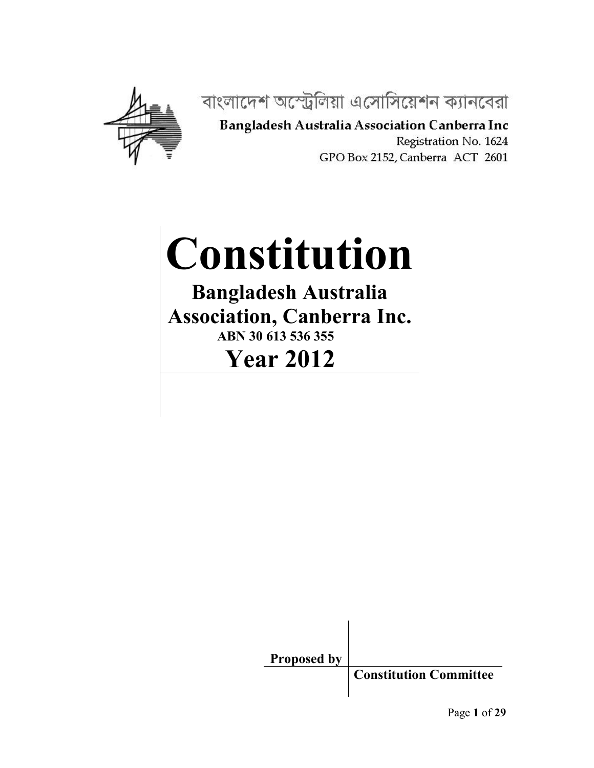বাংলাদেশ অস্ট্রেলিয়া এসোসিয়েশন ক্যানবেরা

**Bangladesh Australia Association Canberra Inc**

Registration No. 1624

GPO Box 2152, Canberra ACT 2601

# Constitution

## Bangladesh Australia Association, Canberra Inc.

**ABN 30 613 536 355**

## Year 2012

**Proposed by** **Constitution Committee**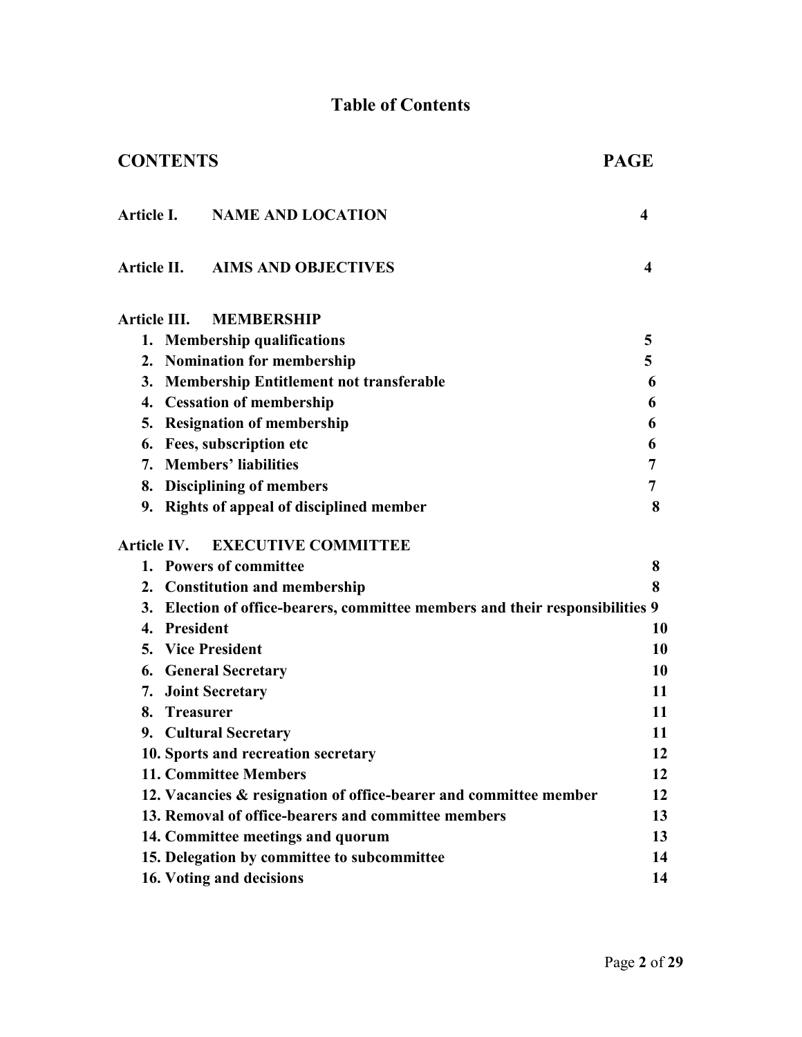# Table of Contents

| CONTENTS | PAGE |
|---|---|
| **Article I. NAME AND LOCATION** | 4 |
| **Article II. AIMS AND OBJECTIVES** | 4 |
| **Article III. MEMBERSHIP** | |
| 1. Membership qualifications | 5 |
| 2. Nomination for membership | 5 |
| 3. Membership Entitlement not transferable | 6 |
| 4. Cessation of membership | 6 |
| 5. Resignation of membership | 6 |
| 6. Fees, subscription etc | 6 |
| 7. Members' liabilities | 7 |
| 8. Disciplining of members | 7 |
| 9. Rights of appeal of disciplined member | 8 |
| **Article IV. EXECUTIVE COMMITTEE** | |
| 1. Powers of committee | 8 |
| 2. Constitution and membership | 8 |
| 3. Election of office-bearers, committee members and their responsibilities | 9 |
| 4. President | 10 |
| 5. Vice President | 10 |
| 6. General Secretary | 10 |
| 7. Joint Secretary | 11 |
| 8. Treasurer | 11 |
| 9. Cultural Secretary | 11 |
| 10. Sports and recreation secretary | 12 |
| 11. Committee Members | 12 |
| 12. Vacancies & resignation of office-bearer and committee member | 12 |
| 13. Removal of office-bearers and committee members | 13 |
| 14. Committee meetings and quorum | 13 |
| 15. Delegation by committee to subcommittee | 14 |
| 16. Voting and decisions | 14 |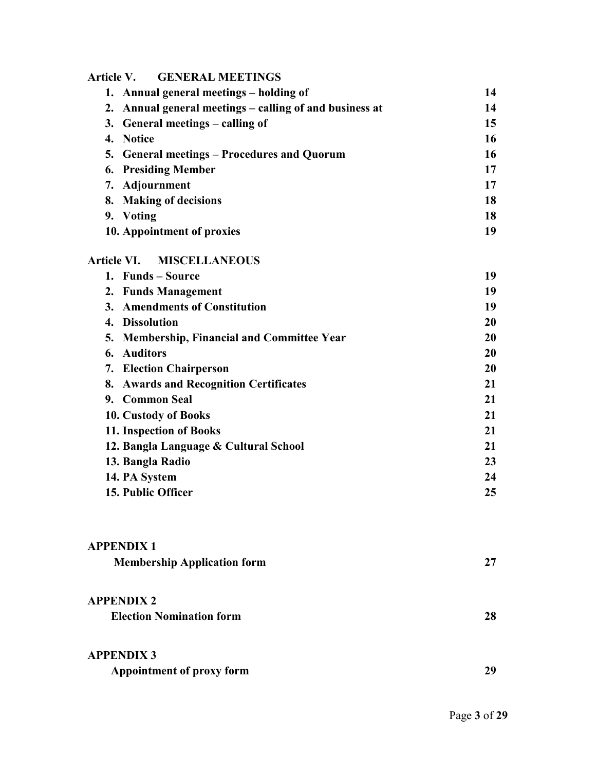**Article V. GENERAL MEETINGS**

| | |
|---|---|
| 1. Annual general meetings – holding of | 14 |
| 2. Annual general meetings – calling of and business at | 14 |
| 3. General meetings – calling of | 15 |
| 4. Notice | 16 |
| 5. General meetings – Procedures and Quorum | 16 |
| 6. Presiding Member | 17 |
| 7. Adjournment | 17 |
| 8. Making of decisions | 18 |
| 9. Voting | 18 |
| 10. Appointment of proxies | 19 |

**Article VI. MISCELLANEOUS**

| | |
|---|---|
| 1. Funds – Source | 19 |
| 2. Funds Management | 19 |
| 3. Amendments of Constitution | 19 |
| 4. Dissolution | 20 |
| 5. Membership, Financial and Committee Year | 20 |
| 6. Auditors | 20 |
| 7. Election Chairperson | 20 |
| 8. Awards and Recognition Certificates | 21 |
| 9. Common Seal | 21 |
| 10. Custody of Books | 21 |
| 11. Inspection of Books | 21 |
| 12. Bangla Language & Cultural School | 21 |
| 13. Bangla Radio | 23 |
| 14. PA System | 24 |
| 15. Public Officer | 25 |

**APPENDIX 1**

| | |
|---|---|
| Membership Application form | 27 |

**APPENDIX 2**

| | |
|---|---|
| Election Nomination form | 28 |

**APPENDIX 3**

| | |
|---|---|
| Appointment of proxy form | 29 |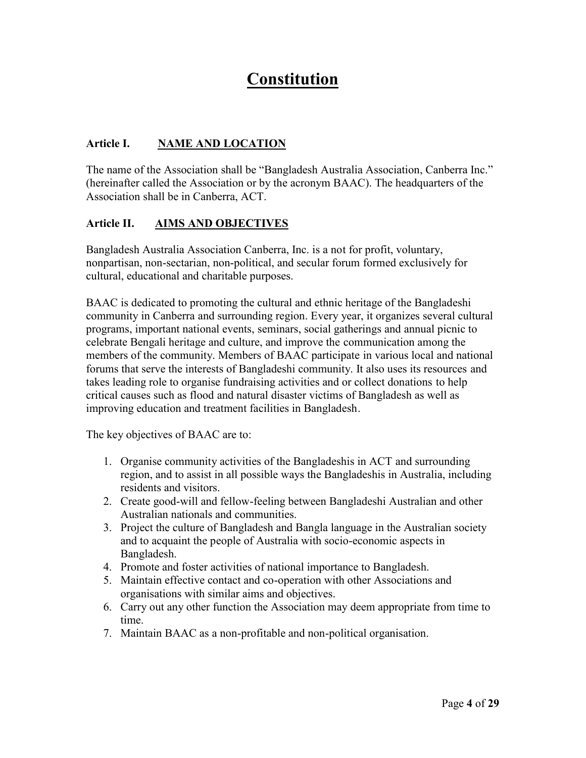# Constitution

## Article I. NAME AND LOCATION

The name of the Association shall be "Bangladesh Australia Association, Canberra Inc." (hereinafter called the Association or by the acronym BAAC). The headquarters of the Association shall be in Canberra, ACT.

## Article II. AIMS AND OBJECTIVES

Bangladesh Australia Association Canberra, Inc. is a not for profit, voluntary, nonpartisan, non-sectarian, non-political, and secular forum formed exclusively for cultural, educational and charitable purposes.

BAAC is dedicated to promoting the cultural and ethnic heritage of the Bangladeshi community in Canberra and surrounding region. Every year, it organizes several cultural programs, important national events, seminars, social gatherings and annual picnic to celebrate Bengali heritage and culture, and improve the communication among the members of the community. Members of BAAC participate in various local and national forums that serve the interests of Bangladeshi community. It also uses its resources and takes leading role to organise fundraising activities and or collect donations to help critical causes such as flood and natural disaster victims of Bangladesh as well as improving education and treatment facilities in Bangladesh.

The key objectives of BAAC are to:

1. Organise community activities of the Bangladeshis in ACT and surrounding region, and to assist in all possible ways the Bangladeshis in Australia, including residents and visitors.
2. Create good-will and fellow-feeling between Bangladeshi Australian and other Australian nationals and communities.
3. Project the culture of Bangladesh and Bangla language in the Australian society and to acquaint the people of Australia with socio-economic aspects in Bangladesh.
4. Promote and foster activities of national importance to Bangladesh.
5. Maintain effective contact and co-operation with other Associations and organisations with similar aims and objectives.
6. Carry out any other function the Association may deem appropriate from time to time.
7. Maintain BAAC as a non-profitable and non-political organisation.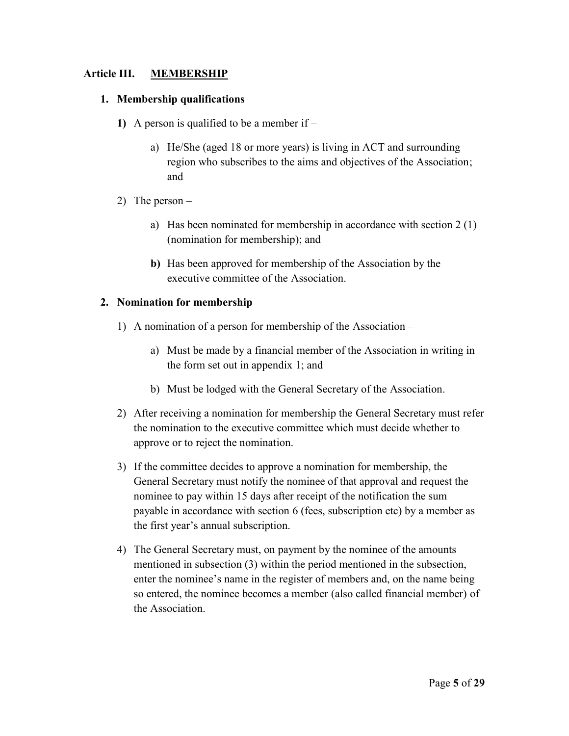## Article III. <u>MEMBERSHIP</u>

### 1. Membership qualifications

**1)** A person is qualified to be a member if –

a) He/She (aged 18 or more years) is living in ACT and surrounding region who subscribes to the aims and objectives of the Association; and

2) The person –

a) Has been nominated for membership in accordance with section 2 (1) (nomination for membership); and

**b)** Has been approved for membership of the Association by the executive committee of the Association.

### 2. Nomination for membership

1) A nomination of a person for membership of the Association –

a) Must be made by a financial member of the Association in writing in the form set out in appendix 1; and

b) Must be lodged with the General Secretary of the Association.

2) After receiving a nomination for membership the General Secretary must refer the nomination to the executive committee which must decide whether to approve or to reject the nomination.

3) If the committee decides to approve a nomination for membership, the General Secretary must notify the nominee of that approval and request the nominee to pay within 15 days after receipt of the notification the sum payable in accordance with section 6 (fees, subscription etc) by a member as the first year's annual subscription.

4) The General Secretary must, on payment by the nominee of the amounts mentioned in subsection (3) within the period mentioned in the subsection, enter the nominee's name in the register of members and, on the name being so entered, the nominee becomes a member (also called financial member) of the Association.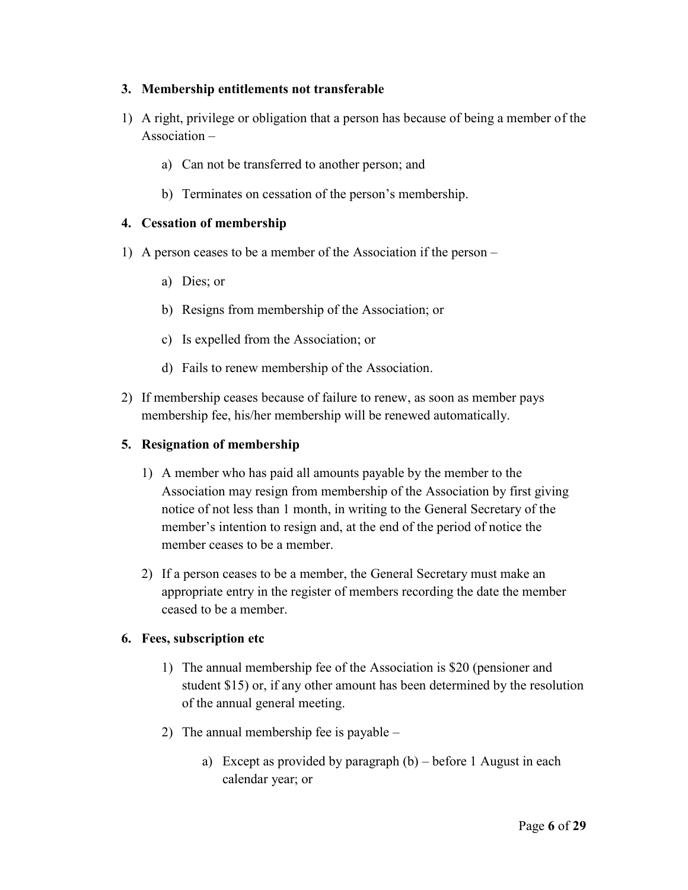### 3. Membership entitlements not transferable

1) A right, privilege or obligation that a person has because of being a member of the Association –

    a) Can not be transferred to another person; and

    b) Terminates on cessation of the person's membership.

### 4. Cessation of membership

1) A person ceases to be a member of the Association if the person –

    a) Dies; or

    b) Resigns from membership of the Association; or

    c) Is expelled from the Association; or

    d) Fails to renew membership of the Association.

2) If membership ceases because of failure to renew, as soon as member pays membership fee, his/her membership will be renewed automatically.

### 5. Resignation of membership

1) A member who has paid all amounts payable by the member to the Association may resign from membership of the Association by first giving notice of not less than 1 month, in writing to the General Secretary of the member's intention to resign and, at the end of the period of notice the member ceases to be a member.

2) If a person ceases to be a member, the General Secretary must make an appropriate entry in the register of members recording the date the member ceased to be a member.

### 6. Fees, subscription etc

1) The annual membership fee of the Association is $20 (pensioner and student $15) or, if any other amount has been determined by the resolution of the annual general meeting.

2) The annual membership fee is payable –

    a) Except as provided by paragraph (b) – before 1 August in each calendar year; or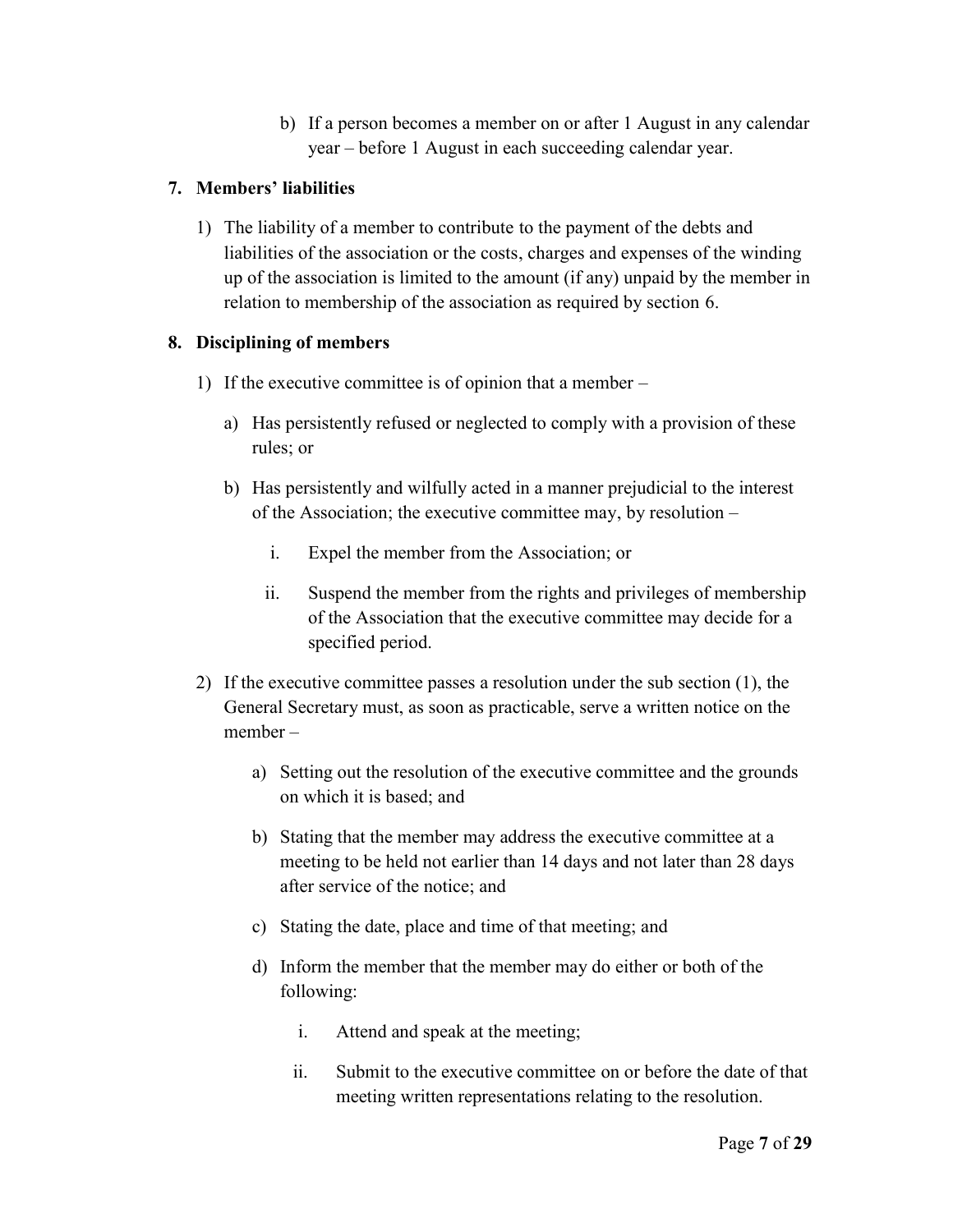b) If a person becomes a member on or after 1 August in any calendar year – before 1 August in each succeeding calendar year.

**7. Members' liabilities**

1) The liability of a member to contribute to the payment of the debts and liabilities of the association or the costs, charges and expenses of the winding up of the association is limited to the amount (if any) unpaid by the member in relation to membership of the association as required by section 6.

**8. Disciplining of members**

1) If the executive committee is of opinion that a member –

   a) Has persistently refused or neglected to comply with a provision of these rules; or

   b) Has persistently and wilfully acted in a manner prejudicial to the interest of the Association; the executive committee may, by resolution –

      i. Expel the member from the Association; or

      ii. Suspend the member from the rights and privileges of membership of the Association that the executive committee may decide for a specified period.

2) If the executive committee passes a resolution under the sub section (1), the General Secretary must, as soon as practicable, serve a written notice on the member –

   a) Setting out the resolution of the executive committee and the grounds on which it is based; and

   b) Stating that the member may address the executive committee at a meeting to be held not earlier than 14 days and not later than 28 days after service of the notice; and

   c) Stating the date, place and time of that meeting; and

   d) Inform the member that the member may do either or both of the following:

      i. Attend and speak at the meeting;

      ii. Submit to the executive committee on or before the date of that meeting written representations relating to the resolution.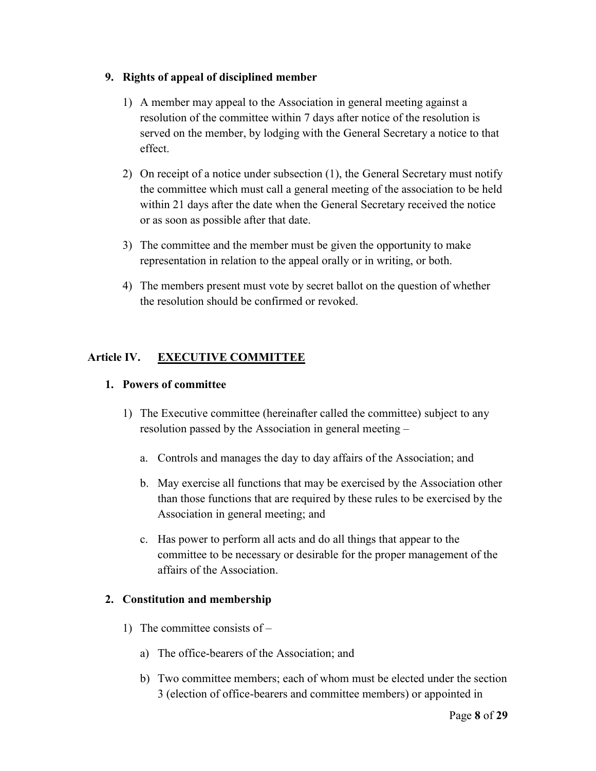### 9. Rights of appeal of disciplined member

1) A member may appeal to the Association in general meeting against a resolution of the committee within 7 days after notice of the resolution is served on the member, by lodging with the General Secretary a notice to that effect.

2) On receipt of a notice under subsection (1), the General Secretary must notify the committee which must call a general meeting of the association to be held within 21 days after the date when the General Secretary received the notice or as soon as possible after that date.

3) The committee and the member must be given the opportunity to make representation in relation to the appeal orally or in writing, or both.

4) The members present must vote by secret ballot on the question of whether the resolution should be confirmed or revoked.

## Article IV. <u>EXECUTIVE COMMITTEE</u>

### 1. Powers of committee

1) The Executive committee (hereinafter called the committee) subject to any resolution passed by the Association in general meeting –

   a. Controls and manages the day to day affairs of the Association; and

   b. May exercise all functions that may be exercised by the Association other than those functions that are required by these rules to be exercised by the Association in general meeting; and

   c. Has power to perform all acts and do all things that appear to the committee to be necessary or desirable for the proper management of the affairs of the Association.

### 2. Constitution and membership

1) The committee consists of –

   a) The office-bearers of the Association; and

   b) Two committee members; each of whom must be elected under the section 3 (election of office-bearers and committee members) or appointed in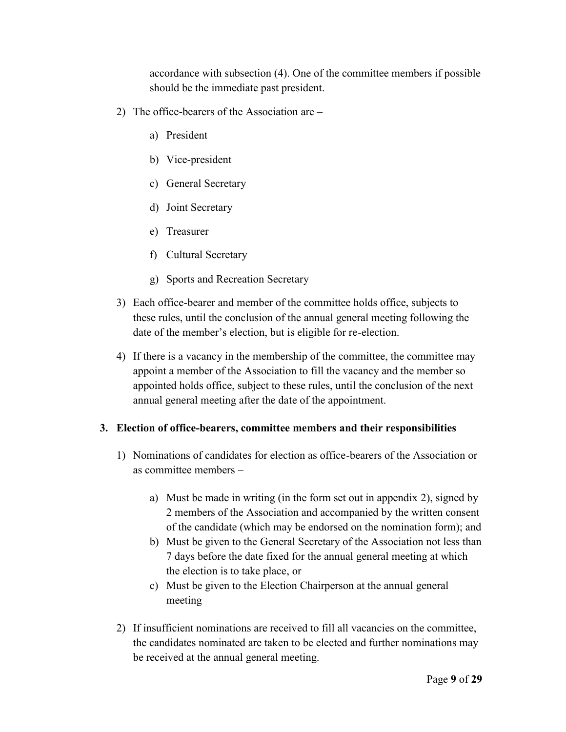accordance with subsection (4). One of the committee members if possible should be the immediate past president.

2) The office-bearers of the Association are –

    a) President

    b) Vice-president

    c) General Secretary

    d) Joint Secretary

    e) Treasurer

    f) Cultural Secretary

    g) Sports and Recreation Secretary

3) Each office-bearer and member of the committee holds office, subjects to these rules, until the conclusion of the annual general meeting following the date of the member's election, but is eligible for re-election.

4) If there is a vacancy in the membership of the committee, the committee may appoint a member of the Association to fill the vacancy and the member so appointed holds office, subject to these rules, until the conclusion of the next annual general meeting after the date of the appointment.

## 3. Election of office-bearers, committee members and their responsibilities

1) Nominations of candidates for election as office-bearers of the Association or as committee members –

    a) Must be made in writing (in the form set out in appendix 2), signed by 2 members of the Association and accompanied by the written consent of the candidate (which may be endorsed on the nomination form); and
    b) Must be given to the General Secretary of the Association not less than 7 days before the date fixed for the annual general meeting at which the election is to take place, or
    c) Must be given to the Election Chairperson at the annual general meeting

2) If insufficient nominations are received to fill all vacancies on the committee, the candidates nominated are taken to be elected and further nominations may be received at the annual general meeting.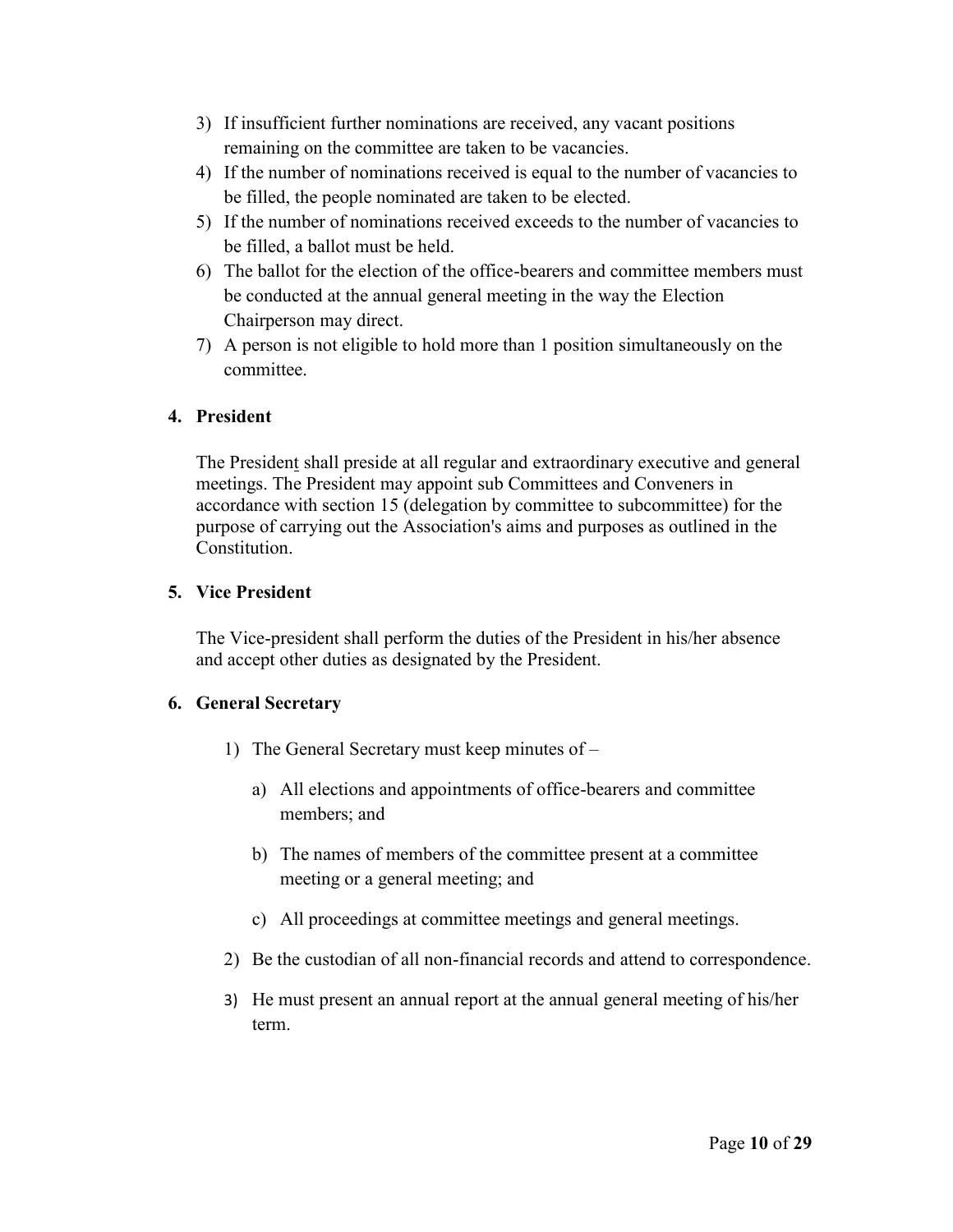3) If insufficient further nominations are received, any vacant positions remaining on the committee are taken to be vacancies.
4) If the number of nominations received is equal to the number of vacancies to be filled, the people nominated are taken to be elected.
5) If the number of nominations received exceeds to the number of vacancies to be filled, a ballot must be held.
6) The ballot for the election of the office-bearers and committee members must be conducted at the annual general meeting in the way the Election Chairperson may direct.
7) A person is not eligible to hold more than 1 position simultaneously on the committee.

## 4. President

The President shall preside at all regular and extraordinary executive and general meetings. The President may appoint sub Committees and Conveners in accordance with section 15 (delegation by committee to subcommittee) for the purpose of carrying out the Association's aims and purposes as outlined in the Constitution.

## 5. Vice President

The Vice-president shall perform the duties of the President in his/her absence and accept other duties as designated by the President.

## 6. General Secretary

1) The General Secretary must keep minutes of –

   a) All elections and appointments of office-bearers and committee members; and

   b) The names of members of the committee present at a committee meeting or a general meeting; and

   c) All proceedings at committee meetings and general meetings.

2) Be the custodian of all non-financial records and attend to correspondence.

3) He must present an annual report at the annual general meeting of his/her term.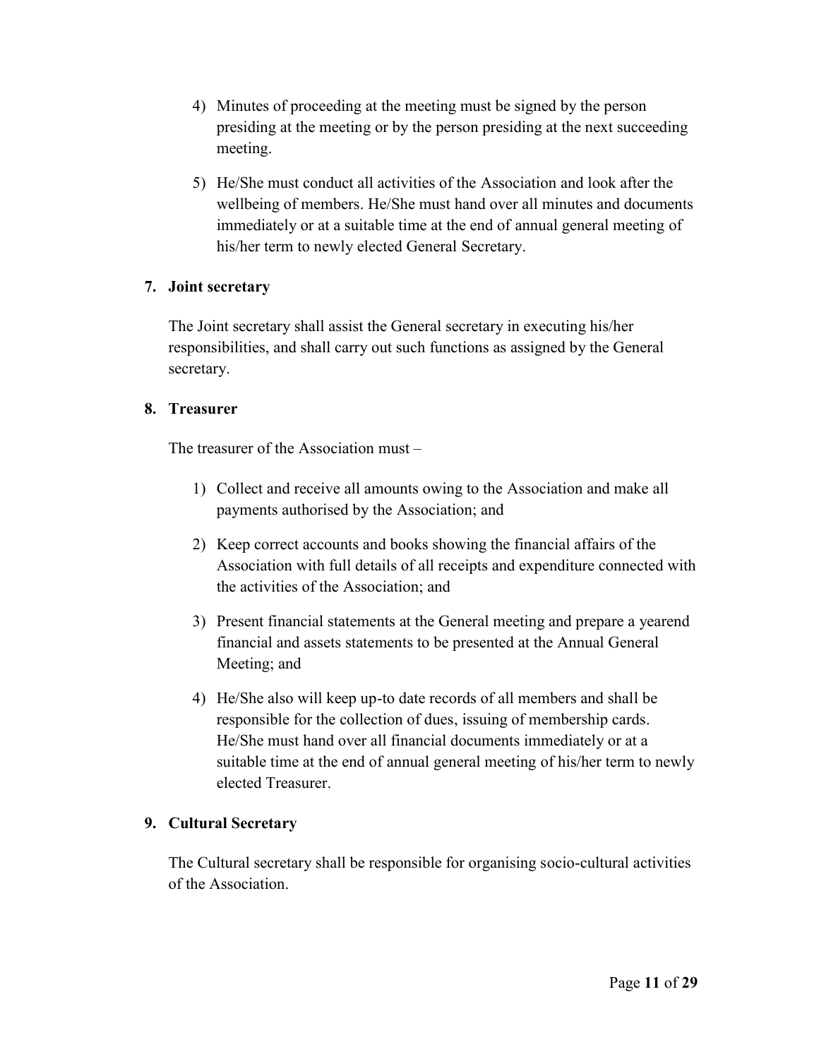4) Minutes of proceeding at the meeting must be signed by the person presiding at the meeting or by the person presiding at the next succeeding meeting.

5) He/She must conduct all activities of the Association and look after the wellbeing of members. He/She must hand over all minutes and documents immediately or at a suitable time at the end of annual general meeting of his/her term to newly elected General Secretary.

**7. Joint secretary**

The Joint secretary shall assist the General secretary in executing his/her responsibilities, and shall carry out such functions as assigned by the General secretary.

**8. Treasurer**

The treasurer of the Association must –

1) Collect and receive all amounts owing to the Association and make all payments authorised by the Association; and

2) Keep correct accounts and books showing the financial affairs of the Association with full details of all receipts and expenditure connected with the activities of the Association; and

3) Present financial statements at the General meeting and prepare a yearend financial and assets statements to be presented at the Annual General Meeting; and

4) He/She also will keep up-to date records of all members and shall be responsible for the collection of dues, issuing of membership cards. He/She must hand over all financial documents immediately or at a suitable time at the end of annual general meeting of his/her term to newly elected Treasurer.

**9. Cultural Secretary**

The Cultural secretary shall be responsible for organising socio-cultural activities of the Association.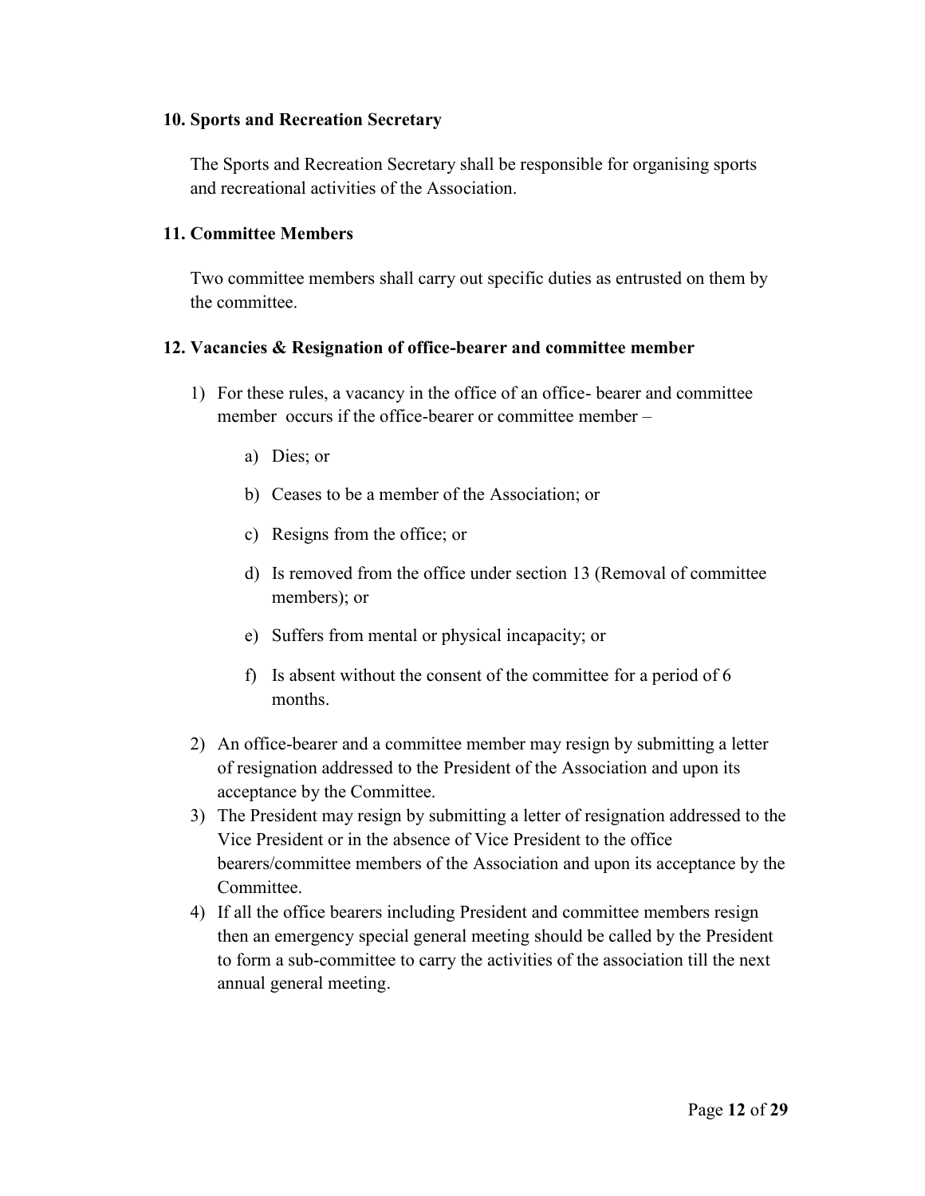**10. Sports and Recreation Secretary**

The Sports and Recreation Secretary shall be responsible for organising sports and recreational activities of the Association.

**11. Committee Members**

Two committee members shall carry out specific duties as entrusted on them by the committee.

**12. Vacancies & Resignation of office-bearer and committee member**

1) For these rules, a vacancy in the office of an office- bearer and committee member occurs if the office-bearer or committee member –

    a) Dies; or

    b) Ceases to be a member of the Association; or

    c) Resigns from the office; or

    d) Is removed from the office under section 13 (Removal of committee members); or

    e) Suffers from mental or physical incapacity; or

    f) Is absent without the consent of the committee for a period of 6 months.

2) An office-bearer and a committee member may resign by submitting a letter of resignation addressed to the President of the Association and upon its acceptance by the Committee.
3) The President may resign by submitting a letter of resignation addressed to the Vice President or in the absence of Vice President to the office bearers/committee members of the Association and upon its acceptance by the Committee.
4) If all the office bearers including President and committee members resign then an emergency special general meeting should be called by the President to form a sub-committee to carry the activities of the association till the next annual general meeting.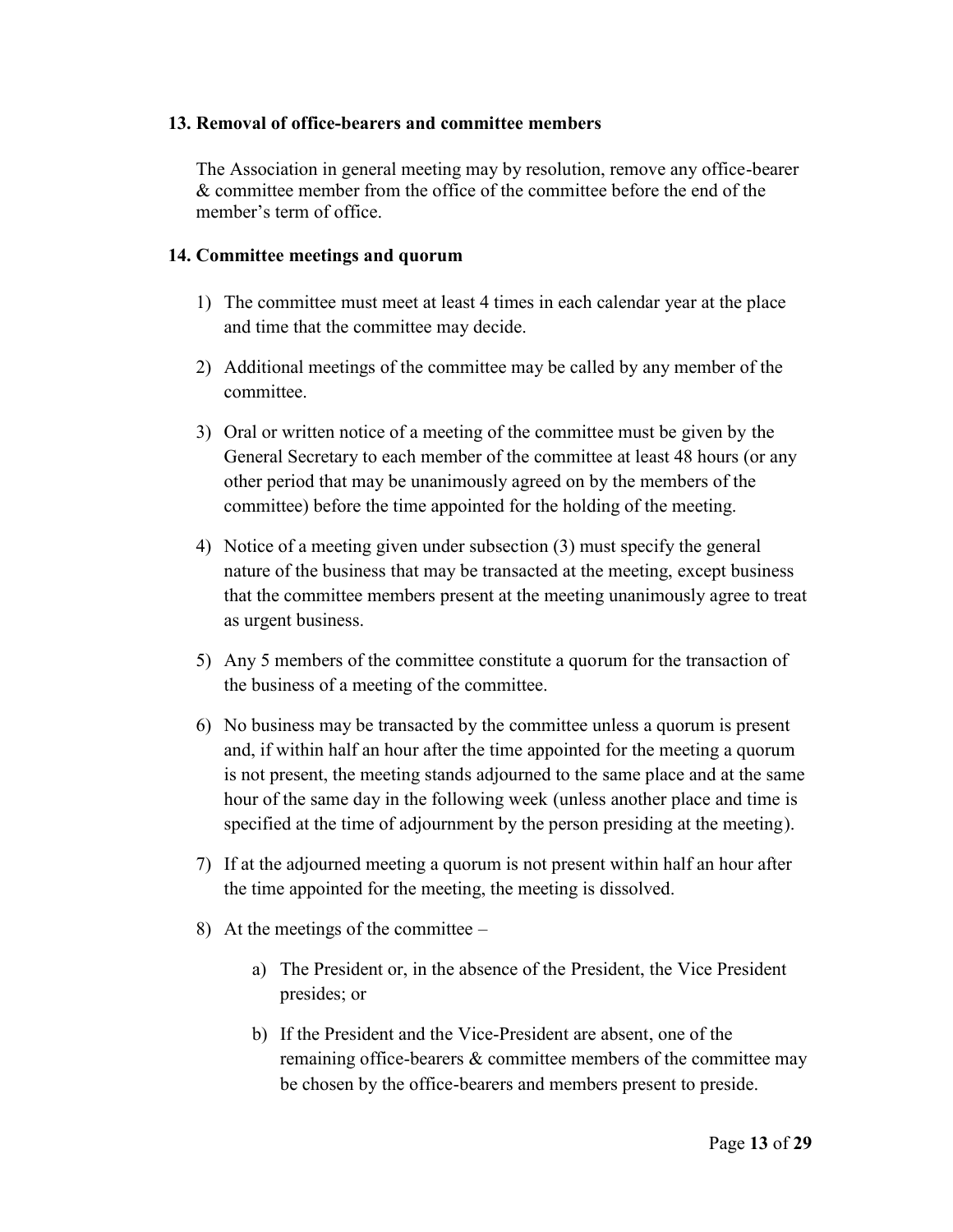**13. Removal of office-bearers and committee members**

The Association in general meeting may by resolution, remove any office-bearer & committee member from the office of the committee before the end of the member's term of office.

**14. Committee meetings and quorum**

1) The committee must meet at least 4 times in each calendar year at the place and time that the committee may decide.

2) Additional meetings of the committee may be called by any member of the committee.

3) Oral or written notice of a meeting of the committee must be given by the General Secretary to each member of the committee at least 48 hours (or any other period that may be unanimously agreed on by the members of the committee) before the time appointed for the holding of the meeting.

4) Notice of a meeting given under subsection (3) must specify the general nature of the business that may be transacted at the meeting, except business that the committee members present at the meeting unanimously agree to treat as urgent business.

5) Any 5 members of the committee constitute a quorum for the transaction of the business of a meeting of the committee.

6) No business may be transacted by the committee unless a quorum is present and, if within half an hour after the time appointed for the meeting a quorum is not present, the meeting stands adjourned to the same place and at the same hour of the same day in the following week (unless another place and time is specified at the time of adjournment by the person presiding at the meeting).

7) If at the adjourned meeting a quorum is not present within half an hour after the time appointed for the meeting, the meeting is dissolved.

8) At the meetings of the committee –

    a) The President or, in the absence of the President, the Vice President presides; or

    b) If the President and the Vice-President are absent, one of the remaining office-bearers & committee members of the committee may be chosen by the office-bearers and members present to preside.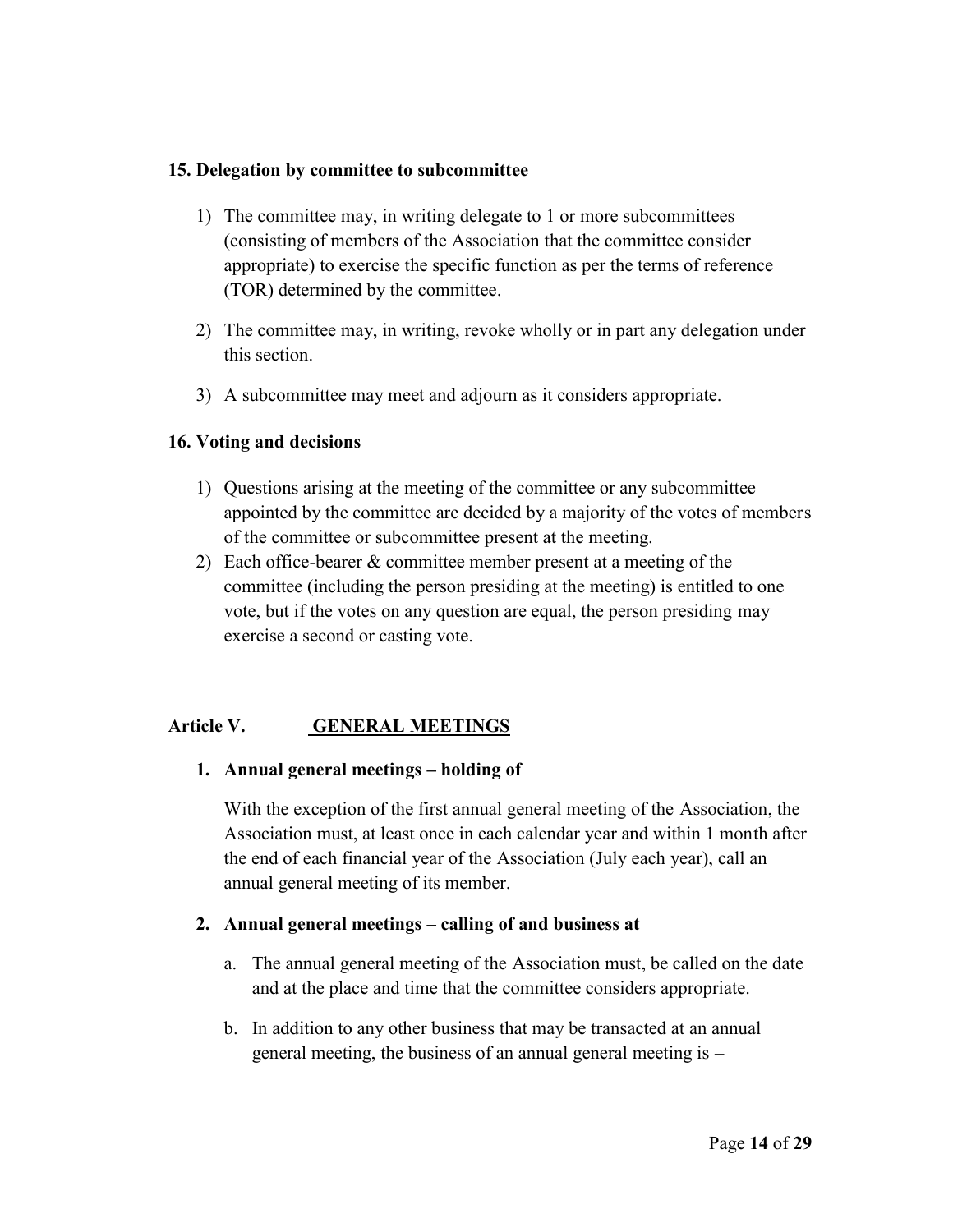### 15. Delegation by committee to subcommittee

1) The committee may, in writing delegate to 1 or more subcommittees (consisting of members of the Association that the committee consider appropriate) to exercise the specific function as per the terms of reference (TOR) determined by the committee.

2) The committee may, in writing, revoke wholly or in part any delegation under this section.

3) A subcommittee may meet and adjourn as it considers appropriate.

### 16. Voting and decisions

1) Questions arising at the meeting of the committee or any subcommittee appointed by the committee are decided by a majority of the votes of members of the committee or subcommittee present at the meeting.
2) Each office-bearer & committee member present at a meeting of the committee (including the person presiding at the meeting) is entitled to one vote, but if the votes on any question are equal, the person presiding may exercise a second or casting vote.

## Article V. <u>GENERAL MEETINGS</u>

### 1. Annual general meetings – holding of

With the exception of the first annual general meeting of the Association, the Association must, at least once in each calendar year and within 1 month after the end of each financial year of the Association (July each year), call an annual general meeting of its member.

### 2. Annual general meetings – calling of and business at

a. The annual general meeting of the Association must, be called on the date and at the place and time that the committee considers appropriate.

b. In addition to any other business that may be transacted at an annual general meeting, the business of an annual general meeting is –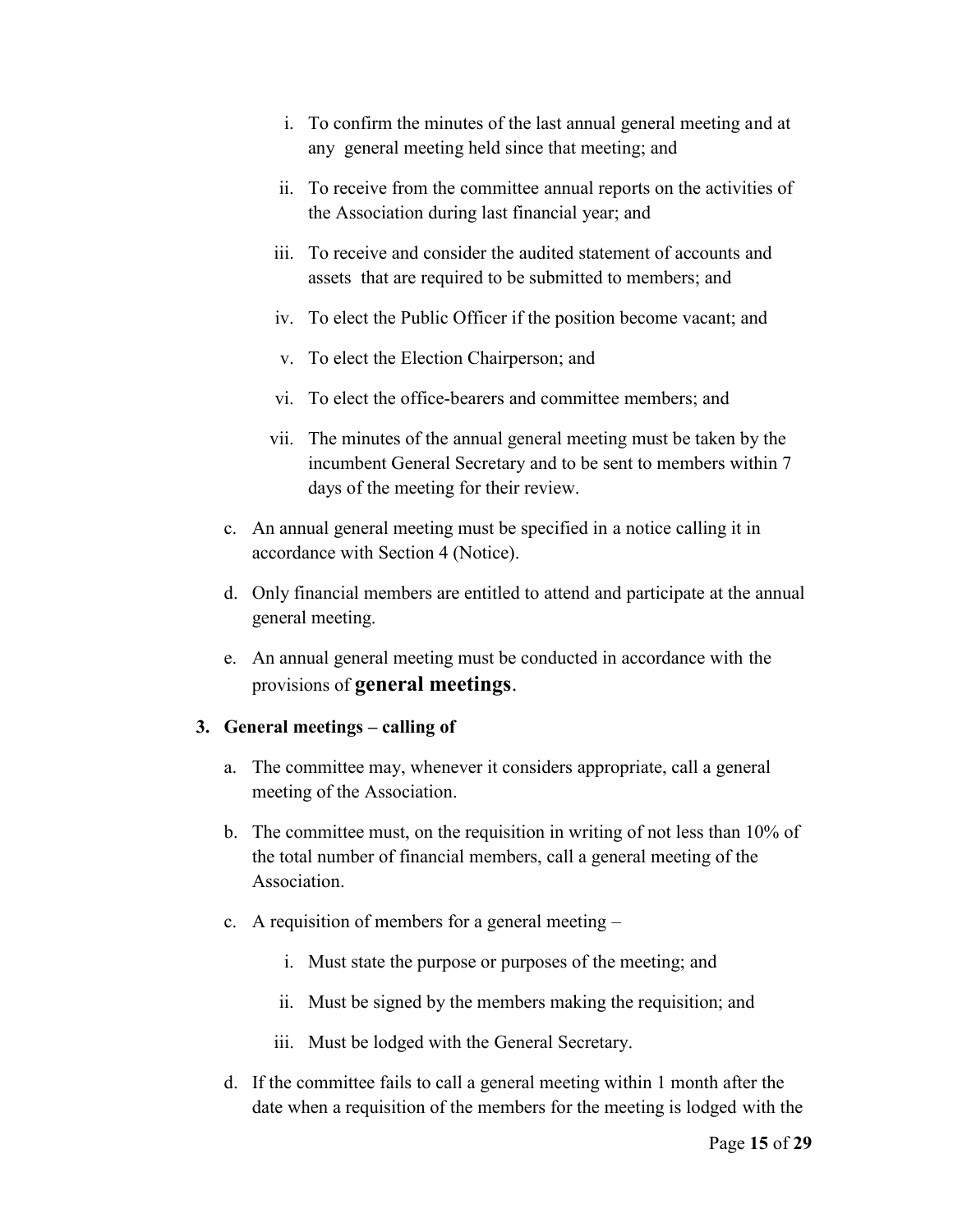i. To confirm the minutes of the last annual general meeting and at any general meeting held since that meeting; and

   ii. To receive from the committee annual reports on the activities of the Association during last financial year; and

   iii. To receive and consider the audited statement of accounts and assets that are required to be submitted to members; and

   iv. To elect the Public Officer if the position become vacant; and

   v. To elect the Election Chairperson; and

   vi. To elect the office-bearers and committee members; and

   vii. The minutes of the annual general meeting must be taken by the incumbent General Secretary and to be sent to members within 7 days of the meeting for their review.

c. An annual general meeting must be specified in a notice calling it in accordance with Section 4 (Notice).

d. Only financial members are entitled to attend and participate at the annual general meeting.

e. An annual general meeting must be conducted in accordance with the provisions of **general meetings**.

**3. General meetings – calling of**

a. The committee may, whenever it considers appropriate, call a general meeting of the Association.

b. The committee must, on the requisition in writing of not less than 10% of the total number of financial members, call a general meeting of the Association.

c. A requisition of members for a general meeting –

   i. Must state the purpose or purposes of the meeting; and

   ii. Must be signed by the members making the requisition; and

   iii. Must be lodged with the General Secretary.

d. If the committee fails to call a general meeting within 1 month after the date when a requisition of the members for the meeting is lodged with the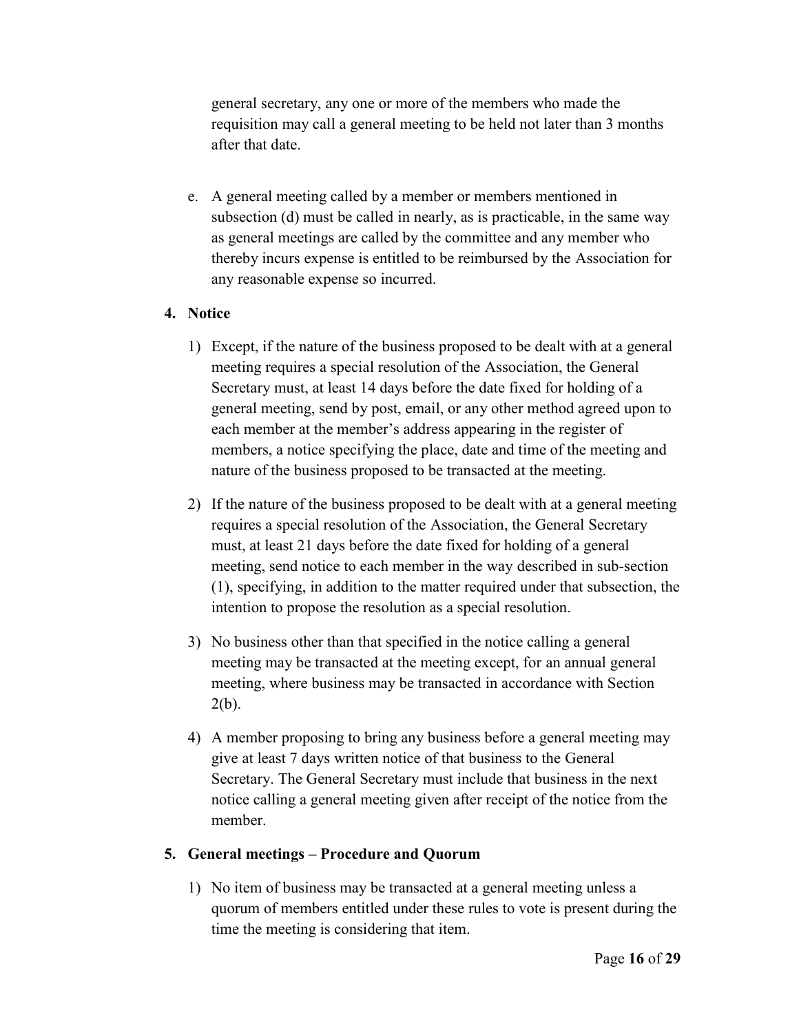general secretary, any one or more of the members who made the requisition may call a general meeting to be held not later than 3 months after that date.

e. A general meeting called by a member or members mentioned in subsection (d) must be called in nearly, as is practicable, in the same way as general meetings are called by the committee and any member who thereby incurs expense is entitled to be reimbursed by the Association for any reasonable expense so incurred.

## 4. Notice

1) Except, if the nature of the business proposed to be dealt with at a general meeting requires a special resolution of the Association, the General Secretary must, at least 14 days before the date fixed for holding of a general meeting, send by post, email, or any other method agreed upon to each member at the member's address appearing in the register of members, a notice specifying the place, date and time of the meeting and nature of the business proposed to be transacted at the meeting.

2) If the nature of the business proposed to be dealt with at a general meeting requires a special resolution of the Association, the General Secretary must, at least 21 days before the date fixed for holding of a general meeting, send notice to each member in the way described in sub-section (1), specifying, in addition to the matter required under that subsection, the intention to propose the resolution as a special resolution.

3) No business other than that specified in the notice calling a general meeting may be transacted at the meeting except, for an annual general meeting, where business may be transacted in accordance with Section 2(b).

4) A member proposing to bring any business before a general meeting may give at least 7 days written notice of that business to the General Secretary. The General Secretary must include that business in the next notice calling a general meeting given after receipt of the notice from the member.

## 5. General meetings – Procedure and Quorum

1) No item of business may be transacted at a general meeting unless a quorum of members entitled under these rules to vote is present during the time the meeting is considering that item.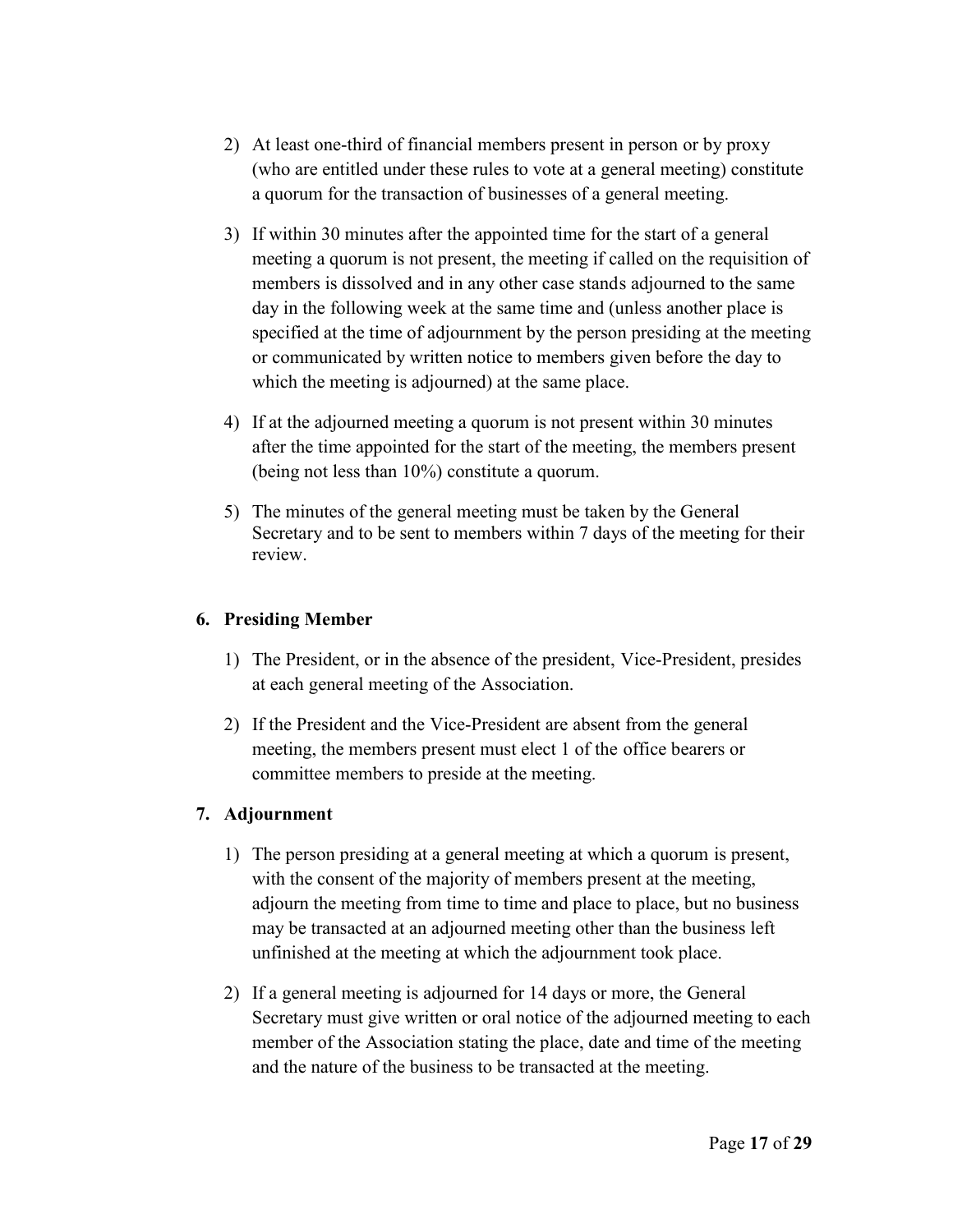2) At least one-third of financial members present in person or by proxy (who are entitled under these rules to vote at a general meeting) constitute a quorum for the transaction of businesses of a general meeting.

3) If within 30 minutes after the appointed time for the start of a general meeting a quorum is not present, the meeting if called on the requisition of members is dissolved and in any other case stands adjourned to the same day in the following week at the same time and (unless another place is specified at the time of adjournment by the person presiding at the meeting or communicated by written notice to members given before the day to which the meeting is adjourned) at the same place.

4) If at the adjourned meeting a quorum is not present within 30 minutes after the time appointed for the start of the meeting, the members present (being not less than 10%) constitute a quorum.

5) The minutes of the general meeting must be taken by the General Secretary and to be sent to members within 7 days of the meeting for their review.

### 6. Presiding Member

1) The President, or in the absence of the president, Vice-President, presides at each general meeting of the Association.

2) If the President and the Vice-President are absent from the general meeting, the members present must elect 1 of the office bearers or committee members to preside at the meeting.

### 7. Adjournment

1) The person presiding at a general meeting at which a quorum is present, with the consent of the majority of members present at the meeting, adjourn the meeting from time to time and place to place, but no business may be transacted at an adjourned meeting other than the business left unfinished at the meeting at which the adjournment took place.

2) If a general meeting is adjourned for 14 days or more, the General Secretary must give written or oral notice of the adjourned meeting to each member of the Association stating the place, date and time of the meeting and the nature of the business to be transacted at the meeting.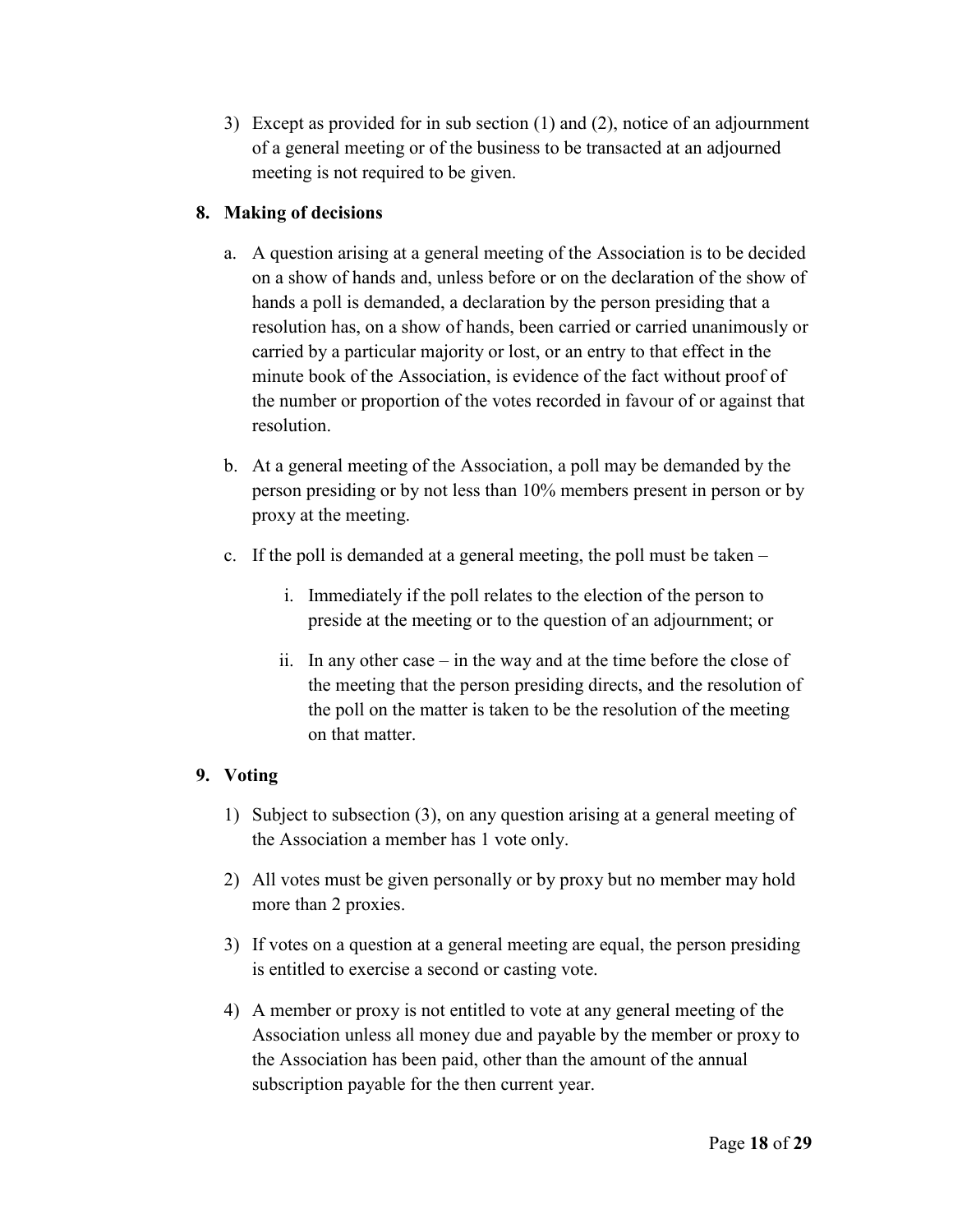3) Except as provided for in sub section (1) and (2), notice of an adjournment of a general meeting or of the business to be transacted at an adjourned meeting is not required to be given.

**8. Making of decisions**

a. A question arising at a general meeting of the Association is to be decided on a show of hands and, unless before or on the declaration of the show of hands a poll is demanded, a declaration by the person presiding that a resolution has, on a show of hands, been carried or carried unanimously or carried by a particular majority or lost, or an entry to that effect in the minute book of the Association, is evidence of the fact without proof of the number or proportion of the votes recorded in favour of or against that resolution.

b. At a general meeting of the Association, a poll may be demanded by the person presiding or by not less than 10% members present in person or by proxy at the meeting.

c. If the poll is demanded at a general meeting, the poll must be taken –

   i. Immediately if the poll relates to the election of the person to preside at the meeting or to the question of an adjournment; or

   ii. In any other case – in the way and at the time before the close of the meeting that the person presiding directs, and the resolution of the poll on the matter is taken to be the resolution of the meeting on that matter.

**9. Voting**

1) Subject to subsection (3), on any question arising at a general meeting of the Association a member has 1 vote only.

2) All votes must be given personally or by proxy but no member may hold more than 2 proxies.

3) If votes on a question at a general meeting are equal, the person presiding is entitled to exercise a second or casting vote.

4) A member or proxy is not entitled to vote at any general meeting of the Association unless all money due and payable by the member or proxy to the Association has been paid, other than the amount of the annual subscription payable for the then current year.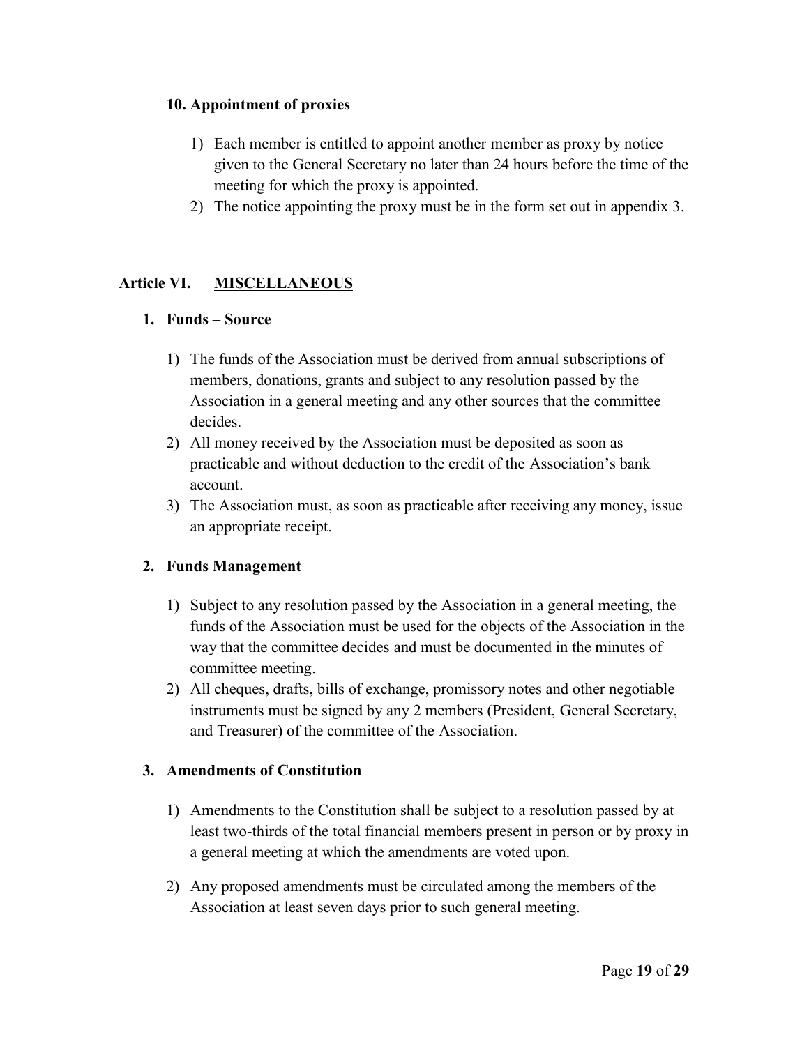### 10. Appointment of proxies

1) Each member is entitled to appoint another member as proxy by notice given to the General Secretary no later than 24 hours before the time of the meeting for which the proxy is appointed.
2) The notice appointing the proxy must be in the form set out in appendix 3.

## Article VI. <u>MISCELLANEOUS</u>

### 1. Funds – Source

1) The funds of the Association must be derived from annual subscriptions of members, donations, grants and subject to any resolution passed by the Association in a general meeting and any other sources that the committee decides.
2) All money received by the Association must be deposited as soon as practicable and without deduction to the credit of the Association's bank account.
3) The Association must, as soon as practicable after receiving any money, issue an appropriate receipt.

### 2. Funds Management

1) Subject to any resolution passed by the Association in a general meeting, the funds of the Association must be used for the objects of the Association in the way that the committee decides and must be documented in the minutes of committee meeting.
2) All cheques, drafts, bills of exchange, promissory notes and other negotiable instruments must be signed by any 2 members (President, General Secretary, and Treasurer) of the committee of the Association.

### 3. Amendments of Constitution

1) Amendments to the Constitution shall be subject to a resolution passed by at least two-thirds of the total financial members present in person or by proxy in a general meeting at which the amendments are voted upon.

2) Any proposed amendments must be circulated among the members of the Association at least seven days prior to such general meeting.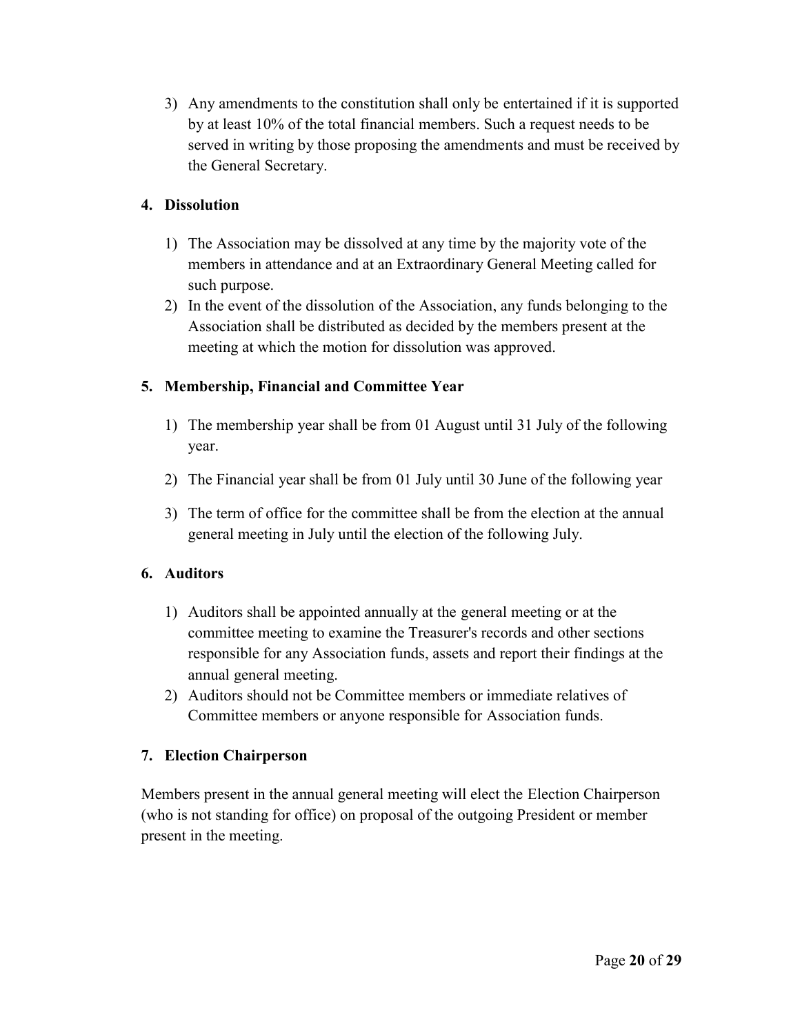3) Any amendments to the constitution shall only be entertained if it is supported by at least 10% of the total financial members. Such a request needs to be served in writing by those proposing the amendments and must be received by the General Secretary.

### 4. Dissolution

1) The Association may be dissolved at any time by the majority vote of the members in attendance and at an Extraordinary General Meeting called for such purpose.
2) In the event of the dissolution of the Association, any funds belonging to the Association shall be distributed as decided by the members present at the meeting at which the motion for dissolution was approved.

### 5. Membership, Financial and Committee Year

1) The membership year shall be from 01 August until 31 July of the following year.
2) The Financial year shall be from 01 July until 30 June of the following year
3) The term of office for the committee shall be from the election at the annual general meeting in July until the election of the following July.

### 6. Auditors

1) Auditors shall be appointed annually at the general meeting or at the committee meeting to examine the Treasurer's records and other sections responsible for any Association funds, assets and report their findings at the annual general meeting.
2) Auditors should not be Committee members or immediate relatives of Committee members or anyone responsible for Association funds.

### 7. Election Chairperson

Members present in the annual general meeting will elect the Election Chairperson (who is not standing for office) on proposal of the outgoing President or member present in the meeting.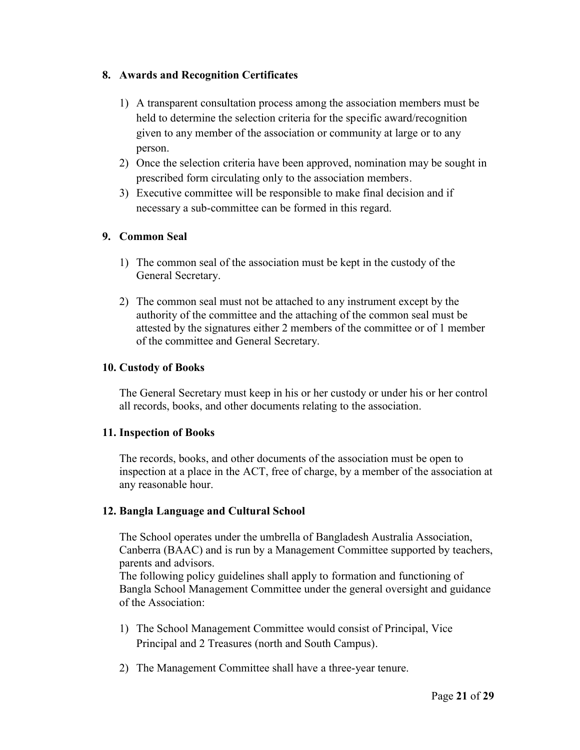## 8. Awards and Recognition Certificates

1) A transparent consultation process among the association members must be held to determine the selection criteria for the specific award/recognition given to any member of the association or community at large or to any person.
2) Once the selection criteria have been approved, nomination may be sought in prescribed form circulating only to the association members.
3) Executive committee will be responsible to make final decision and if necessary a sub-committee can be formed in this regard.

## 9. Common Seal

1) The common seal of the association must be kept in the custody of the General Secretary.
2) The common seal must not be attached to any instrument except by the authority of the committee and the attaching of the common seal must be attested by the signatures either 2 members of the committee or of 1 member of the committee and General Secretary.

## 10. Custody of Books

The General Secretary must keep in his or her custody or under his or her control all records, books, and other documents relating to the association.

## 11. Inspection of Books

The records, books, and other documents of the association must be open to inspection at a place in the ACT, free of charge, by a member of the association at any reasonable hour.

## 12. Bangla Language and Cultural School

The School operates under the umbrella of Bangladesh Australia Association, Canberra (BAAC) and is run by a Management Committee supported by teachers, parents and advisors.
The following policy guidelines shall apply to formation and functioning of Bangla School Management Committee under the general oversight and guidance of the Association:

1) The School Management Committee would consist of Principal, Vice Principal and 2 Treasures (north and South Campus).
2) The Management Committee shall have a three-year tenure.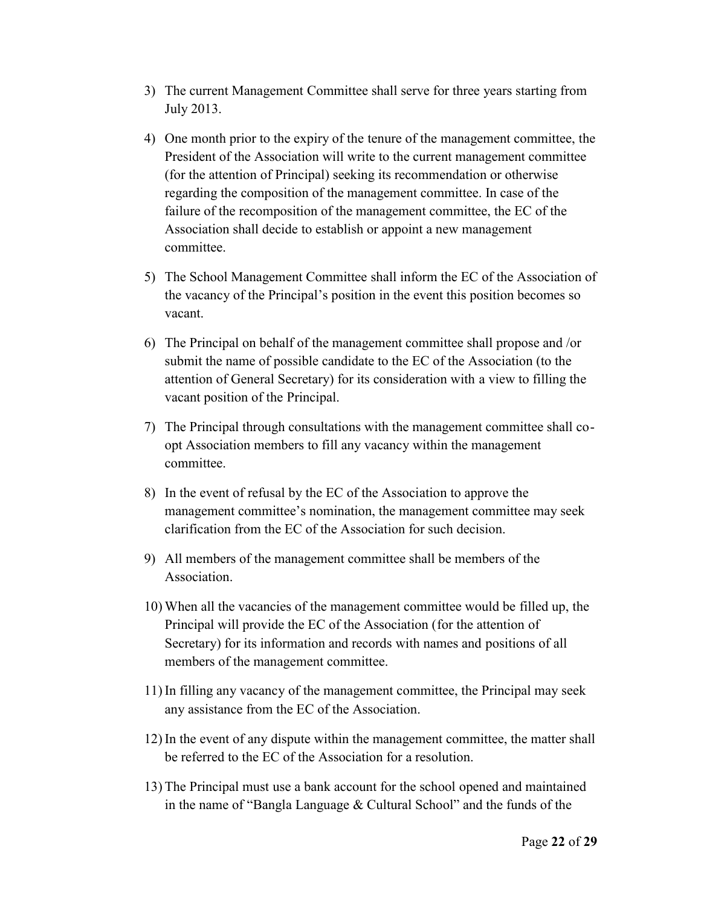3) The current Management Committee shall serve for three years starting from July 2013.

4) One month prior to the expiry of the tenure of the management committee, the President of the Association will write to the current management committee (for the attention of Principal) seeking its recommendation or otherwise regarding the composition of the management committee. In case of the failure of the recomposition of the management committee, the EC of the Association shall decide to establish or appoint a new management committee.

5) The School Management Committee shall inform the EC of the Association of the vacancy of the Principal's position in the event this position becomes so vacant.

6) The Principal on behalf of the management committee shall propose and /or submit the name of possible candidate to the EC of the Association (to the attention of General Secretary) for its consideration with a view to filling the vacant position of the Principal.

7) The Principal through consultations with the management committee shall co-opt Association members to fill any vacancy within the management committee.

8) In the event of refusal by the EC of the Association to approve the management committee's nomination, the management committee may seek clarification from the EC of the Association for such decision.

9) All members of the management committee shall be members of the Association.

10) When all the vacancies of the management committee would be filled up, the Principal will provide the EC of the Association (for the attention of Secretary) for its information and records with names and positions of all members of the management committee.

11) In filling any vacancy of the management committee, the Principal may seek any assistance from the EC of the Association.

12) In the event of any dispute within the management committee, the matter shall be referred to the EC of the Association for a resolution.

13) The Principal must use a bank account for the school opened and maintained in the name of "Bangla Language & Cultural School" and the funds of the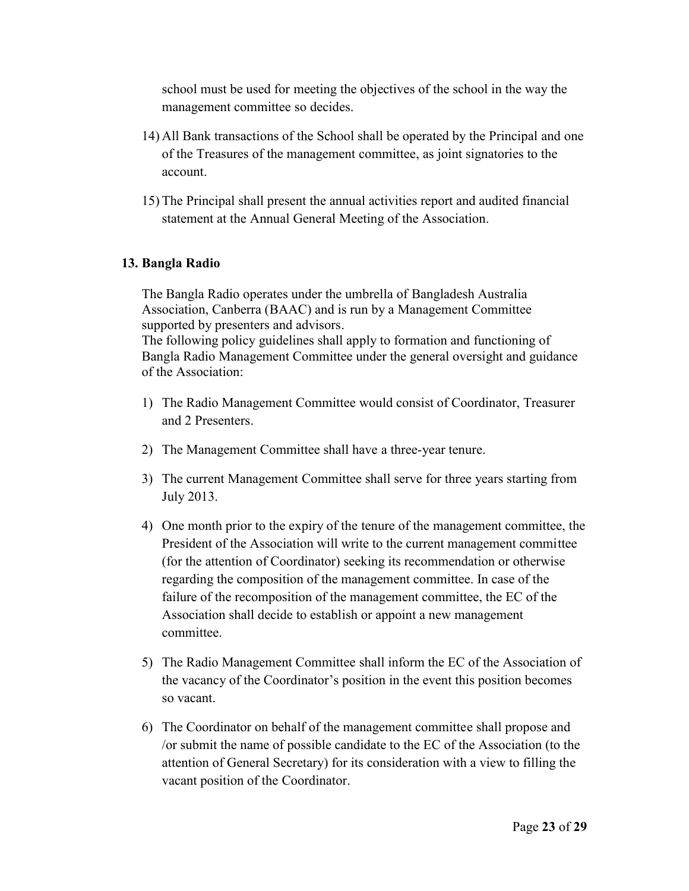school must be used for meeting the objectives of the school in the way the management committee so decides.

14) All Bank transactions of the School shall be operated by the Principal and one of the Treasures of the management committee, as joint signatories to the account.

15) The Principal shall present the annual activities report and audited financial statement at the Annual General Meeting of the Association.

## 13. Bangla Radio

The Bangla Radio operates under the umbrella of Bangladesh Australia Association, Canberra (BAAC) and is run by a Management Committee supported by presenters and advisors.
The following policy guidelines shall apply to formation and functioning of Bangla Radio Management Committee under the general oversight and guidance of the Association:

1) The Radio Management Committee would consist of Coordinator, Treasurer and 2 Presenters.

2) The Management Committee shall have a three-year tenure.

3) The current Management Committee shall serve for three years starting from July 2013.

4) One month prior to the expiry of the tenure of the management committee, the President of the Association will write to the current management committee (for the attention of Coordinator) seeking its recommendation or otherwise regarding the composition of the management committee. In case of the failure of the recomposition of the management committee, the EC of the Association shall decide to establish or appoint a new management committee.

5) The Radio Management Committee shall inform the EC of the Association of the vacancy of the Coordinator's position in the event this position becomes so vacant.

6) The Coordinator on behalf of the management committee shall propose and /or submit the name of possible candidate to the EC of the Association (to the attention of General Secretary) for its consideration with a view to filling the vacant position of the Coordinator.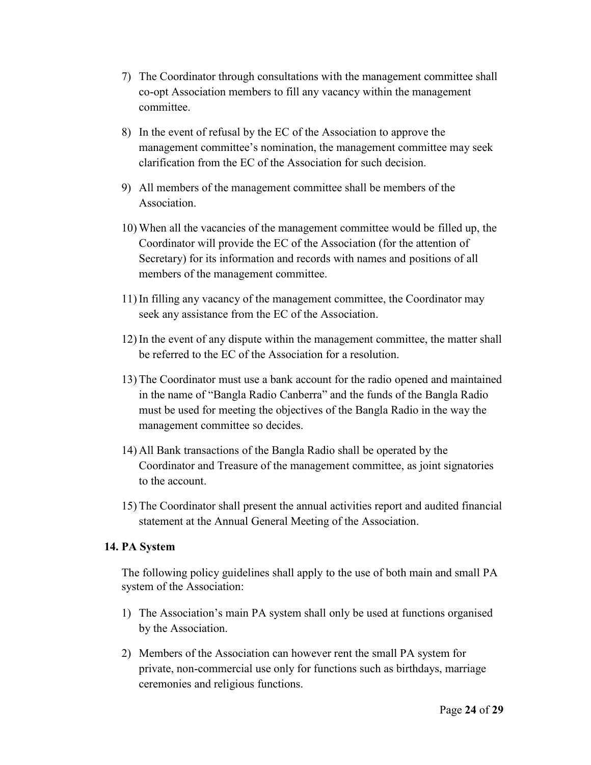7) The Coordinator through consultations with the management committee shall co-opt Association members to fill any vacancy within the management committee.

8) In the event of refusal by the EC of the Association to approve the management committee's nomination, the management committee may seek clarification from the EC of the Association for such decision.

9) All members of the management committee shall be members of the Association.

10) When all the vacancies of the management committee would be filled up, the Coordinator will provide the EC of the Association (for the attention of Secretary) for its information and records with names and positions of all members of the management committee.

11) In filling any vacancy of the management committee, the Coordinator may seek any assistance from the EC of the Association.

12) In the event of any dispute within the management committee, the matter shall be referred to the EC of the Association for a resolution.

13) The Coordinator must use a bank account for the radio opened and maintained in the name of "Bangla Radio Canberra" and the funds of the Bangla Radio must be used for meeting the objectives of the Bangla Radio in the way the management committee so decides.

14) All Bank transactions of the Bangla Radio shall be operated by the Coordinator and Treasure of the management committee, as joint signatories to the account.

15) The Coordinator shall present the annual activities report and audited financial statement at the Annual General Meeting of the Association.

**14. PA System**

The following policy guidelines shall apply to the use of both main and small PA system of the Association:

1) The Association's main PA system shall only be used at functions organised by the Association.

2) Members of the Association can however rent the small PA system for private, non-commercial use only for functions such as birthdays, marriage ceremonies and religious functions.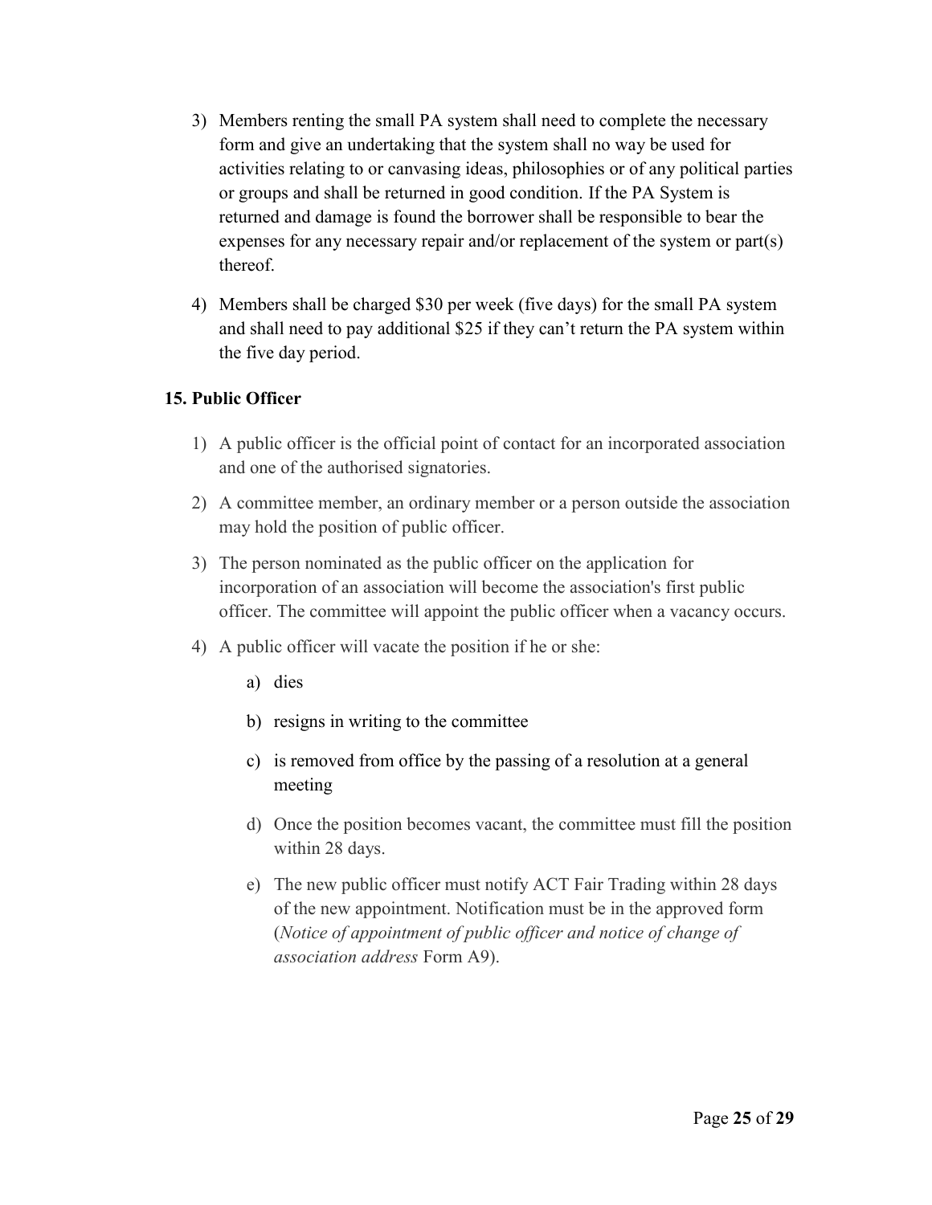3) Members renting the small PA system shall need to complete the necessary form and give an undertaking that the system shall no way be used for activities relating to or canvasing ideas, philosophies or of any political parties or groups and shall be returned in good condition. If the PA System is returned and damage is found the borrower shall be responsible to bear the expenses for any necessary repair and/or replacement of the system or part(s) thereof.

4) Members shall be charged $30 per week (five days) for the small PA system and shall need to pay additional $25 if they can't return the PA system within the five day period.

**15. Public Officer**

1) A public officer is the official point of contact for an incorporated association and one of the authorised signatories.

2) A committee member, an ordinary member or a person outside the association may hold the position of public officer.

3) The person nominated as the public officer on the application for incorporation of an association will become the association's first public officer. The committee will appoint the public officer when a vacancy occurs.

4) A public officer will vacate the position if he or she:

    a) dies

    b) resigns in writing to the committee

    c) is removed from office by the passing of a resolution at a general meeting

    d) Once the position becomes vacant, the committee must fill the position within 28 days.

    e) The new public officer must notify ACT Fair Trading within 28 days of the new appointment. Notification must be in the approved form (*Notice of appointment of public officer and notice of change of association address* Form A9).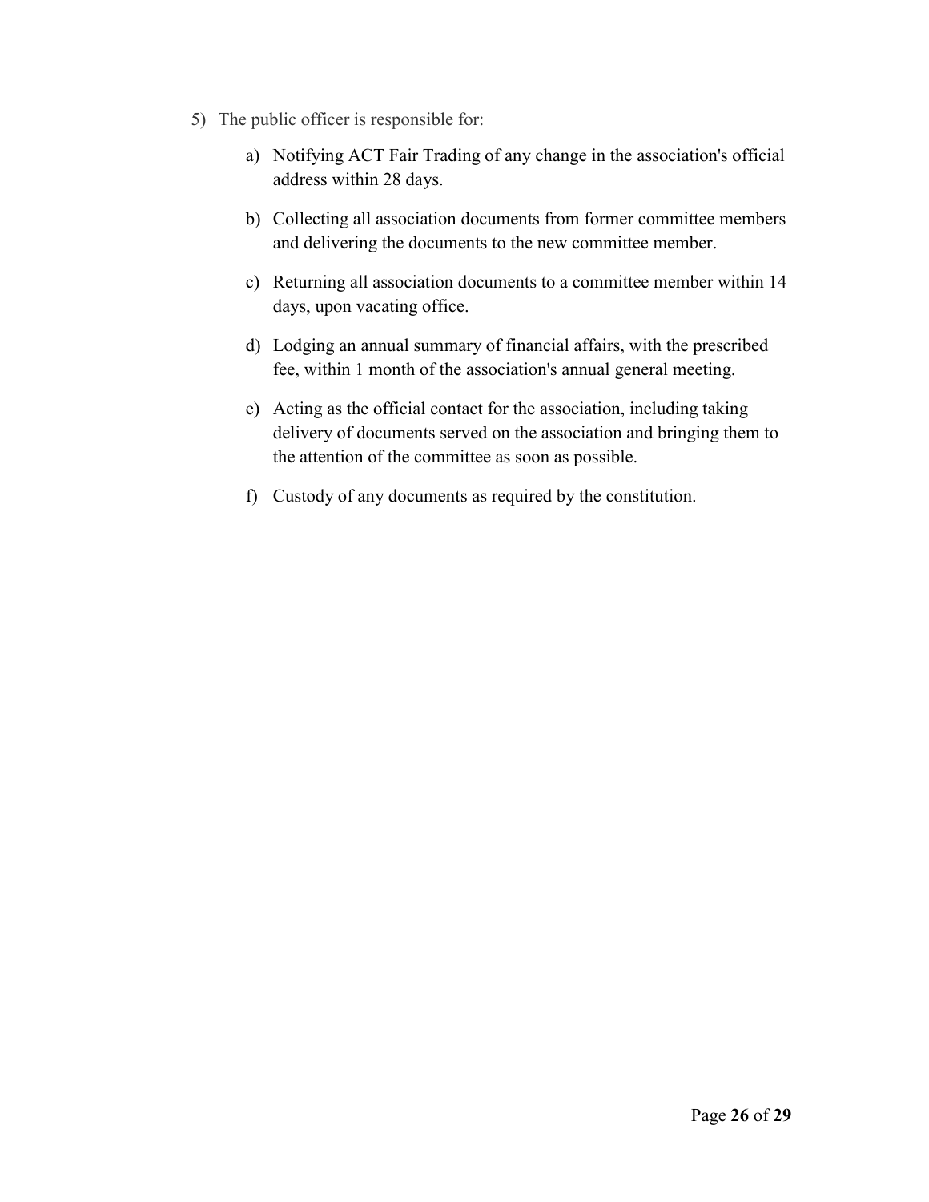5) The public officer is responsible for:

    a) Notifying ACT Fair Trading of any change in the association's official address within 28 days.

    b) Collecting all association documents from former committee members and delivering the documents to the new committee member.

    c) Returning all association documents to a committee member within 14 days, upon vacating office.

    d) Lodging an annual summary of financial affairs, with the prescribed fee, within 1 month of the association's annual general meeting.

    e) Acting as the official contact for the association, including taking delivery of documents served on the association and bringing them to the attention of the committee as soon as possible.

    f) Custody of any documents as required by the constitution.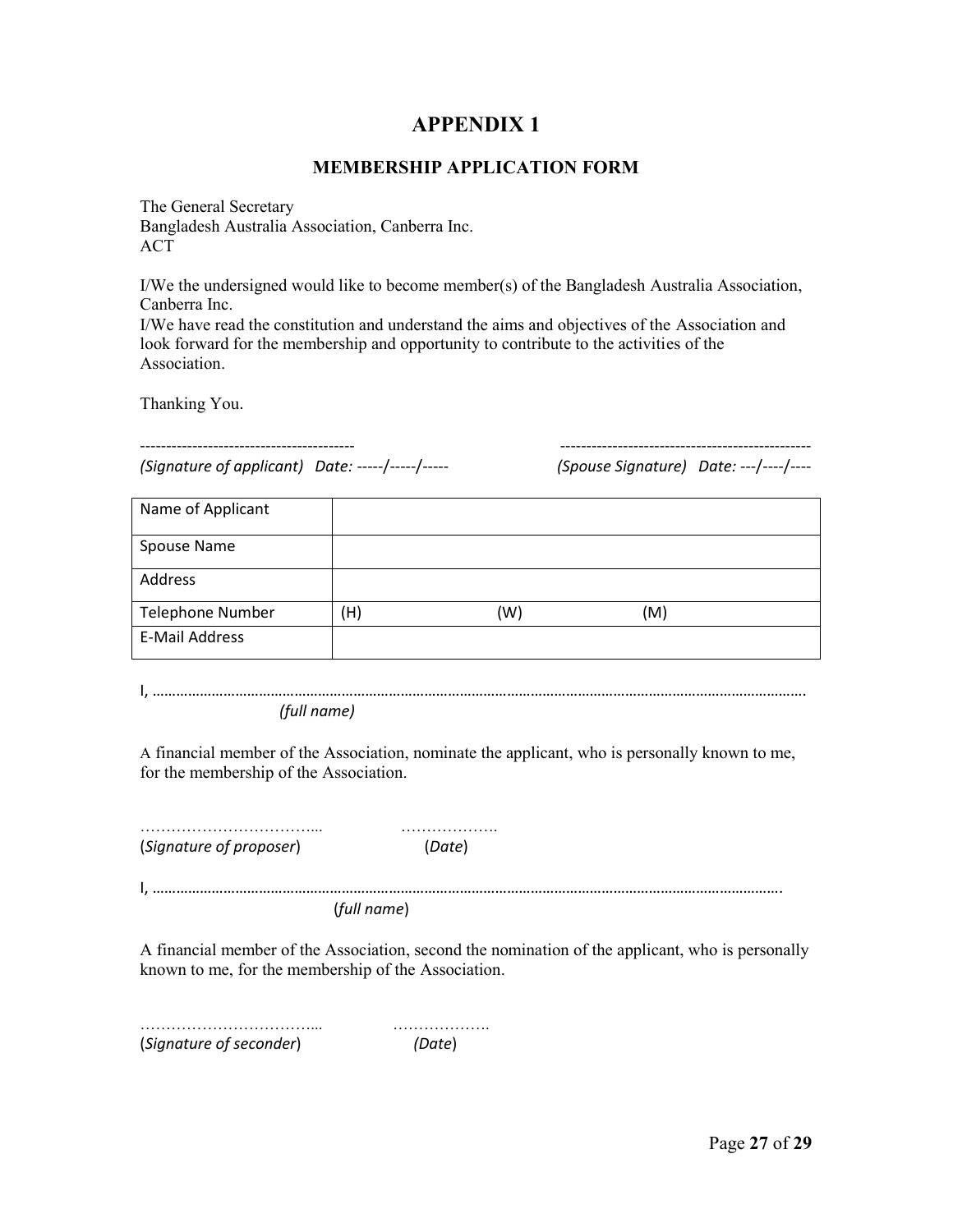# APPENDIX 1

## MEMBERSHIP APPLICATION FORM

The General Secretary
Bangladesh Australia Association, Canberra Inc.
ACT

I/We the undersigned would like to become member(s) of the Bangladesh Australia Association, Canberra Inc.
I/We have read the constitution and understand the aims and objectives of the Association and look forward for the membership and opportunity to contribute to the activities of the Association.

Thanking You.

----------------------------------------- ------------------------------------------------
*(Signature of applicant) Date: -----/-----/-----* *(Spouse Signature) Date: ---/----/----*

| Name of Applicant | | | |
|---|---|---|---|
| Spouse Name | | | |
| Address | | | |
| Telephone Number | (H) | (W) | (M) |
| E-Mail Address | | | |

I, …………………………………………………………………………………………………………………………………………….
*(full name)*

A financial member of the Association, nominate the applicant, who is personally known to me, for the membership of the Association.

……………………………... ……………….
(*Signature of proposer*) (*Date*)

I, …………………………………………………………………………………………………………………………………….
(*full name*)

A financial member of the Association, second the nomination of the applicant, who is personally known to me, for the membership of the Association.

……………………………... ……………….
(*Signature of seconder*) *(Date*)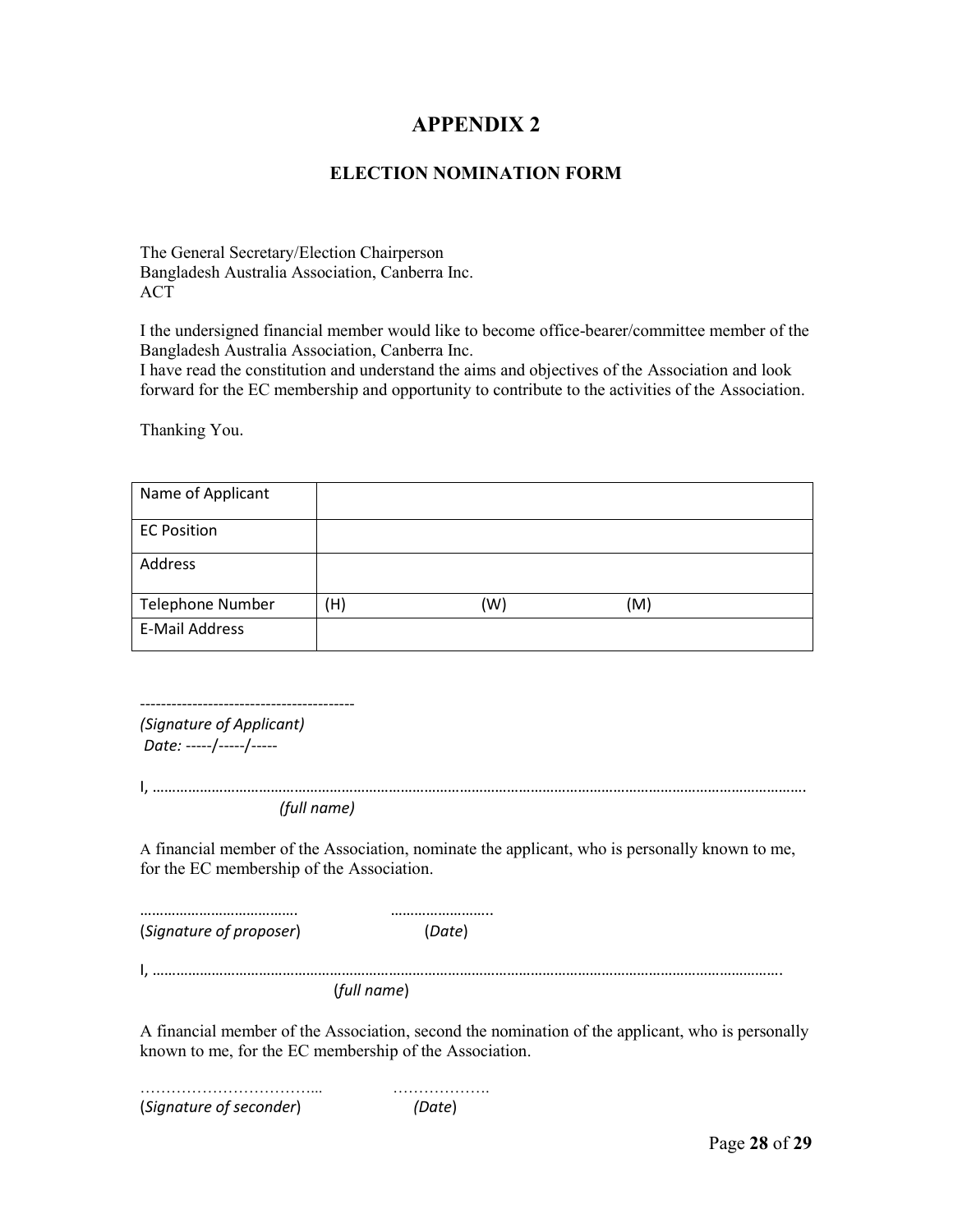# APPENDIX 2

## ELECTION NOMINATION FORM

The General Secretary/Election Chairperson
Bangladesh Australia Association, Canberra Inc.
ACT

I the undersigned financial member would like to become office-bearer/committee member of the Bangladesh Australia Association, Canberra Inc.
I have read the constitution and understand the aims and objectives of the Association and look forward for the EC membership and opportunity to contribute to the activities of the Association.

Thanking You.

| Name of Applicant | | | |
|---|---|---|---|
| EC Position | | | |
| Address | | | |
| Telephone Number | (H) | (W) | (M) |
| E-Mail Address | | | |

-----------------------------------------
*(Signature of Applicant)*
*Date:* -----/-----/-----

I, ……………………………………………………………………………………………………………………………………………
*(full name)*

A financial member of the Association, nominate the applicant, who is personally known to me, for the EC membership of the Association.

………………………………….  ……………………..
(*Signature of proposer*)  (*Date*)

I, …………………………………………………………………………………………………………………………………………
(*full name*)

A financial member of the Association, second the nomination of the applicant, who is personally known to me, for the EC membership of the Association.

……………………………...  ……………….
(*Signature of seconder*)  *(Date*)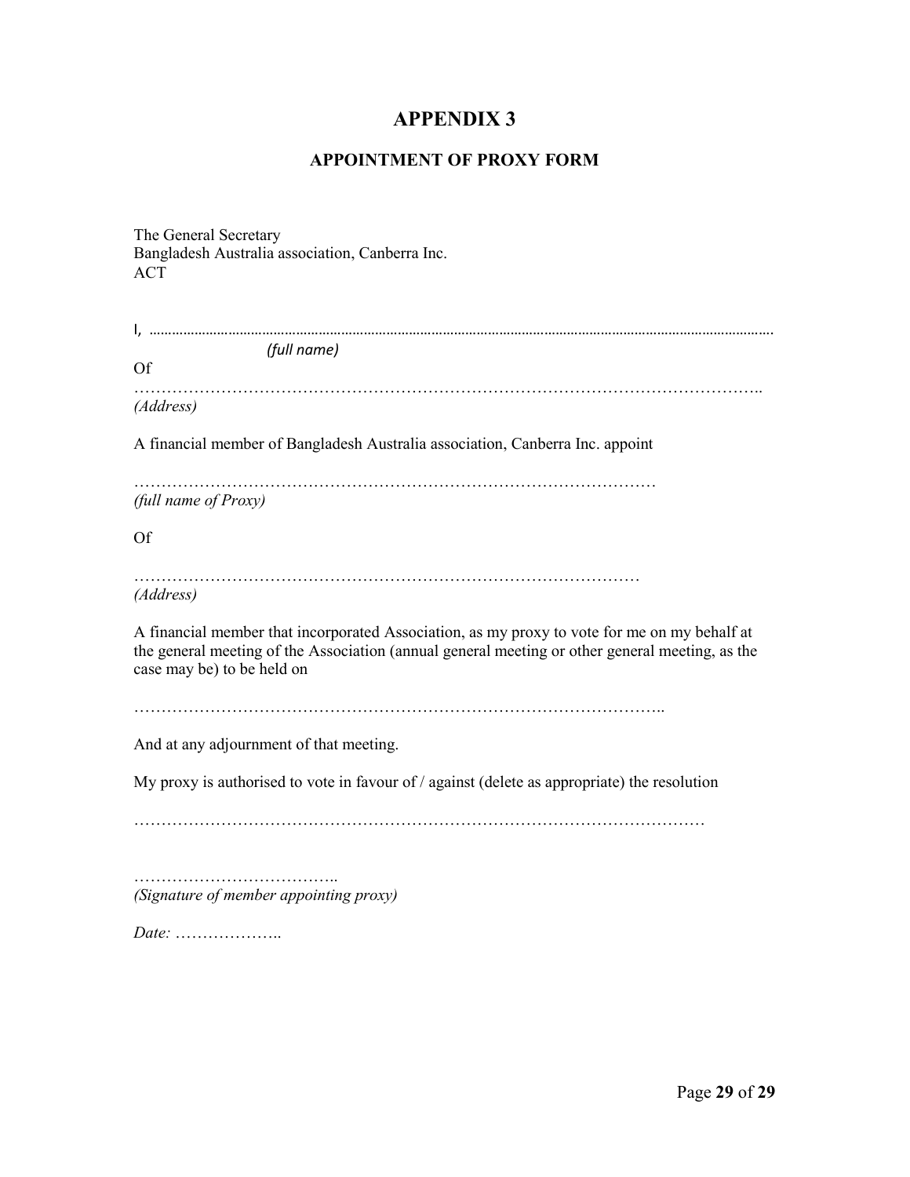# APPENDIX 3

## APPOINTMENT OF PROXY FORM

The General Secretary
Bangladesh Australia association, Canberra Inc.
ACT

I, ……………………………………………………………………………………………………………………………………
*(full name)*
Of
……………………………………………………………………………………………………..
*(Address)*

A financial member of Bangladesh Australia association, Canberra Inc. appoint

……………………………………………………………………………………
*(full name of Proxy)*

Of

…………………………………………………………………………………
*(Address)*

A financial member that incorporated Association, as my proxy to vote for me on my behalf at the general meeting of the Association (annual general meeting or other general meeting, as the case may be) to be held on

……………………………………………………………………………………..

And at any adjournment of that meeting.

My proxy is authorised to vote in favour of / against (delete as appropriate) the resolution

……………………………………………………………………………………………

………………………………..
*(Signature of member appointing proxy)*

*Date:* ………………..